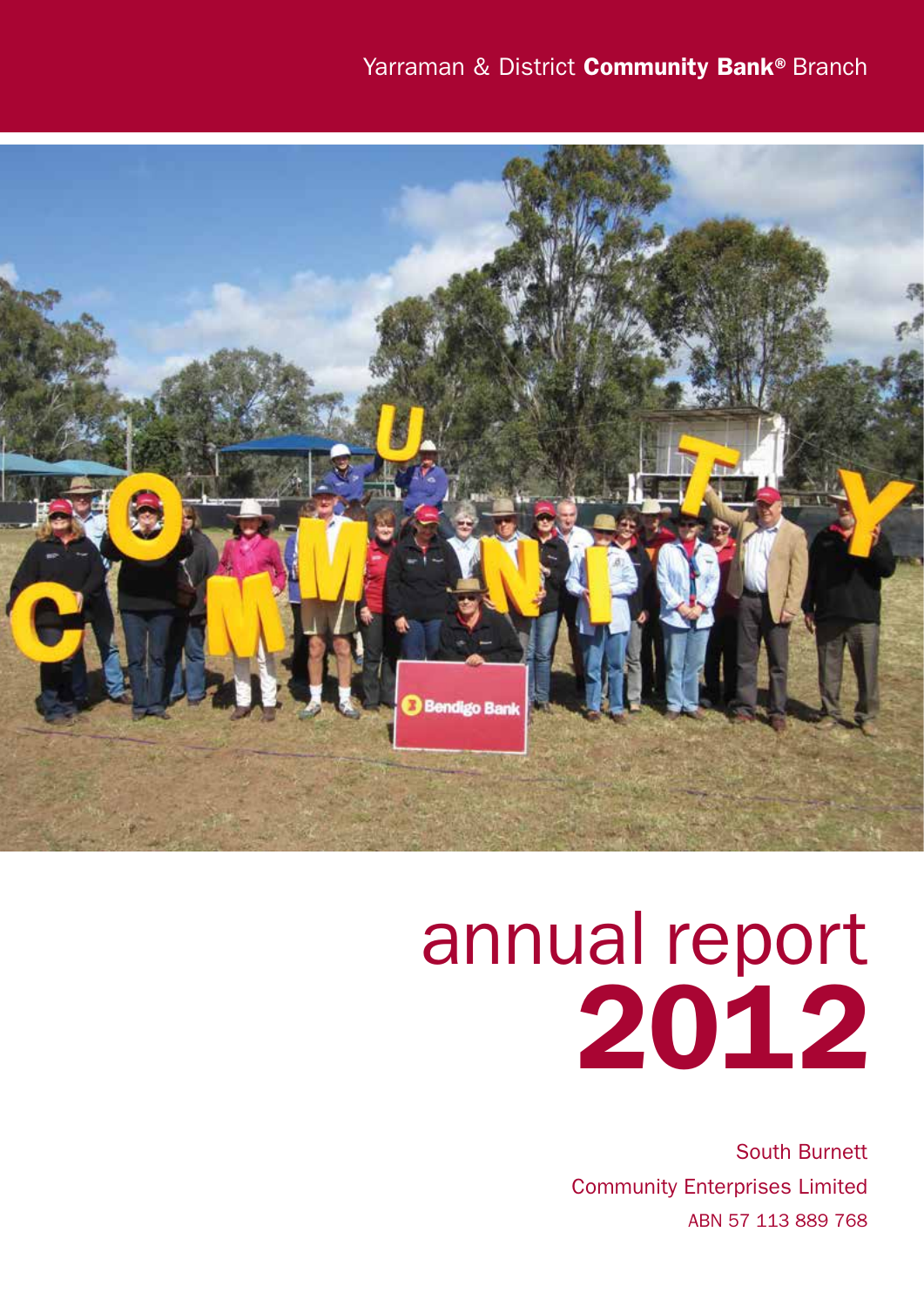Yarraman & District **Community Bank®** Branch

# annual report 2012

South Burnett
Community Enterprises Limited
ABN 57 113 889 768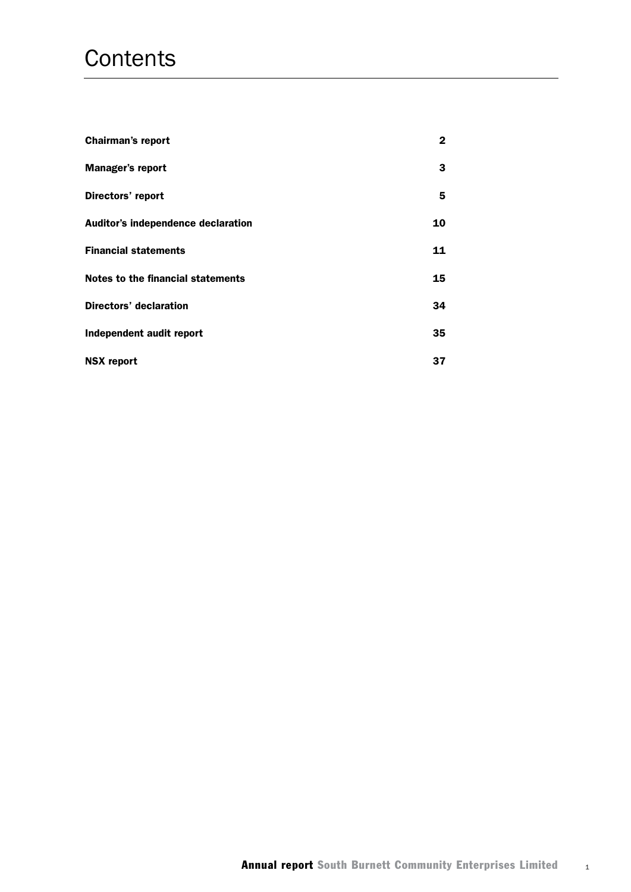# Contents

| | |
|---|---|
| **Chairman's report** | **2** |
| **Manager's report** | **3** |
| **Directors' report** | **5** |
| **Auditor's independence declaration** | **10** |
| **Financial statements** | **11** |
| **Notes to the financial statements** | **15** |
| **Directors' declaration** | **34** |
| **Independent audit report** | **35** |
| **NSX report** | **37** |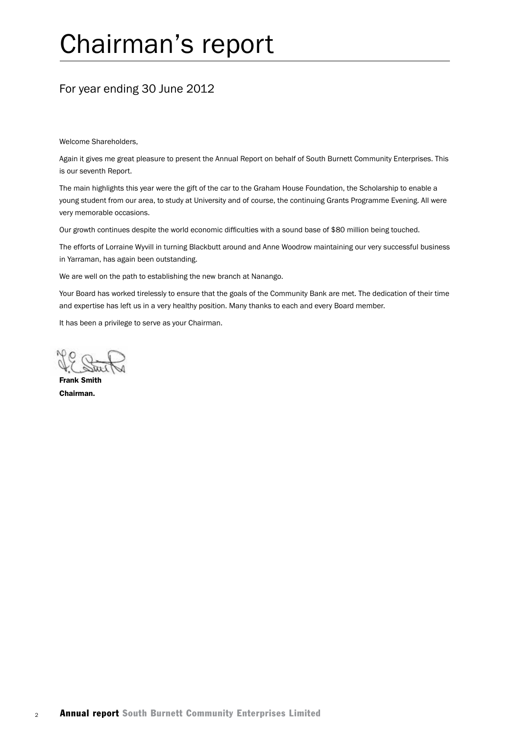# Chairman's report

## For year ending 30 June 2012

Welcome Shareholders,

Again it gives me great pleasure to present the Annual Report on behalf of South Burnett Community Enterprises. This is our seventh Report.

The main highlights this year were the gift of the car to the Graham House Foundation, the Scholarship to enable a young student from our area, to study at University and of course, the continuing Grants Programme Evening. All were very memorable occasions.

Our growth continues despite the world economic difficulties with a sound base of $80 million being touched.

The efforts of Lorraine Wyvill in turning Blackbutt around and Anne Woodrow maintaining our very successful business in Yarraman, has again been outstanding.

We are well on the path to establishing the new branch at Nanango.

Your Board has worked tirelessly to ensure that the goals of the Community Bank are met. The dedication of their time and expertise has left us in a very healthy position. Many thanks to each and every Board member.

It has been a privilege to serve as your Chairman.

**Frank Smith**
**Chairman.**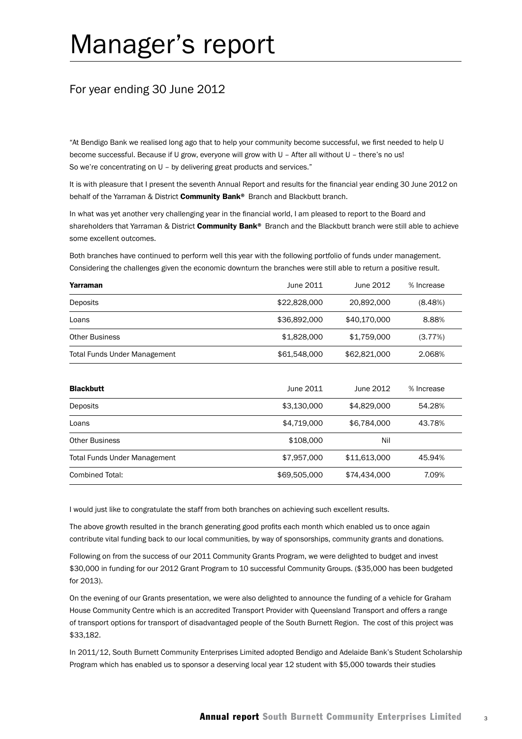# Manager's report

## For year ending 30 June 2012

"At Bendigo Bank we realised long ago that to help your community become successful, we first needed to help U become successful. Because if U grow, everyone will grow with U – After all without U – there's no us! So we're concentrating on U – by delivering great products and services."

It is with pleasure that I present the seventh Annual Report and results for the financial year ending 30 June 2012 on behalf of the Yarraman & District **Community Bank**® Branch and Blackbutt branch.

In what was yet another very challenging year in the financial world, I am pleased to report to the Board and shareholders that Yarraman & District **Community Bank**® Branch and the Blackbutt branch were still able to achieve some excellent outcomes.

Both branches have continued to perform well this year with the following portfolio of funds under management. Considering the challenges given the economic downturn the branches were still able to return a positive result.

| **Yarraman** | June 2011 | June 2012 | % Increase |
|---|---|---|---|
| Deposits | $22,828,000 | 20,892,000 | (8.48%) |
| Loans | $36,892,000 | $40,170,000 | 8.88% |
| Other Business | $1,828,000 | $1,759,000 | (3.77%) |
| Total Funds Under Management | $61,548,000 | $62,821,000 | 2.068% |

| **Blackbutt** | June 2011 | June 2012 | % Increase |
|---|---|---|---|
| Deposits | $3,130,000 | $4,829,000 | 54.28% |
| Loans | $4,719,000 | $6,784,000 | 43.78% |
| Other Business | $108,000 | Nil | |
| Total Funds Under Management | $7,957,000 | $11,613,000 | 45.94% |
| Combined Total: | $69,505,000 | $74,434,000 | 7.09% |

I would just like to congratulate the staff from both branches on achieving such excellent results.

The above growth resulted in the branch generating good profits each month which enabled us to once again contribute vital funding back to our local communities, by way of sponsorships, community grants and donations.

Following on from the success of our 2011 Community Grants Program, we were delighted to budget and invest $30,000 in funding for our 2012 Grant Program to 10 successful Community Groups. ($35,000 has been budgeted for 2013).

On the evening of our Grants presentation, we were also delighted to announce the funding of a vehicle for Graham House Community Centre which is an accredited Transport Provider with Queensland Transport and offers a range of transport options for transport of disadvantaged people of the South Burnett Region. The cost of this project was $33,182.

In 2011/12, South Burnett Community Enterprises Limited adopted Bendigo and Adelaide Bank's Student Scholarship Program which has enabled us to sponsor a deserving local year 12 student with $5,000 towards their studies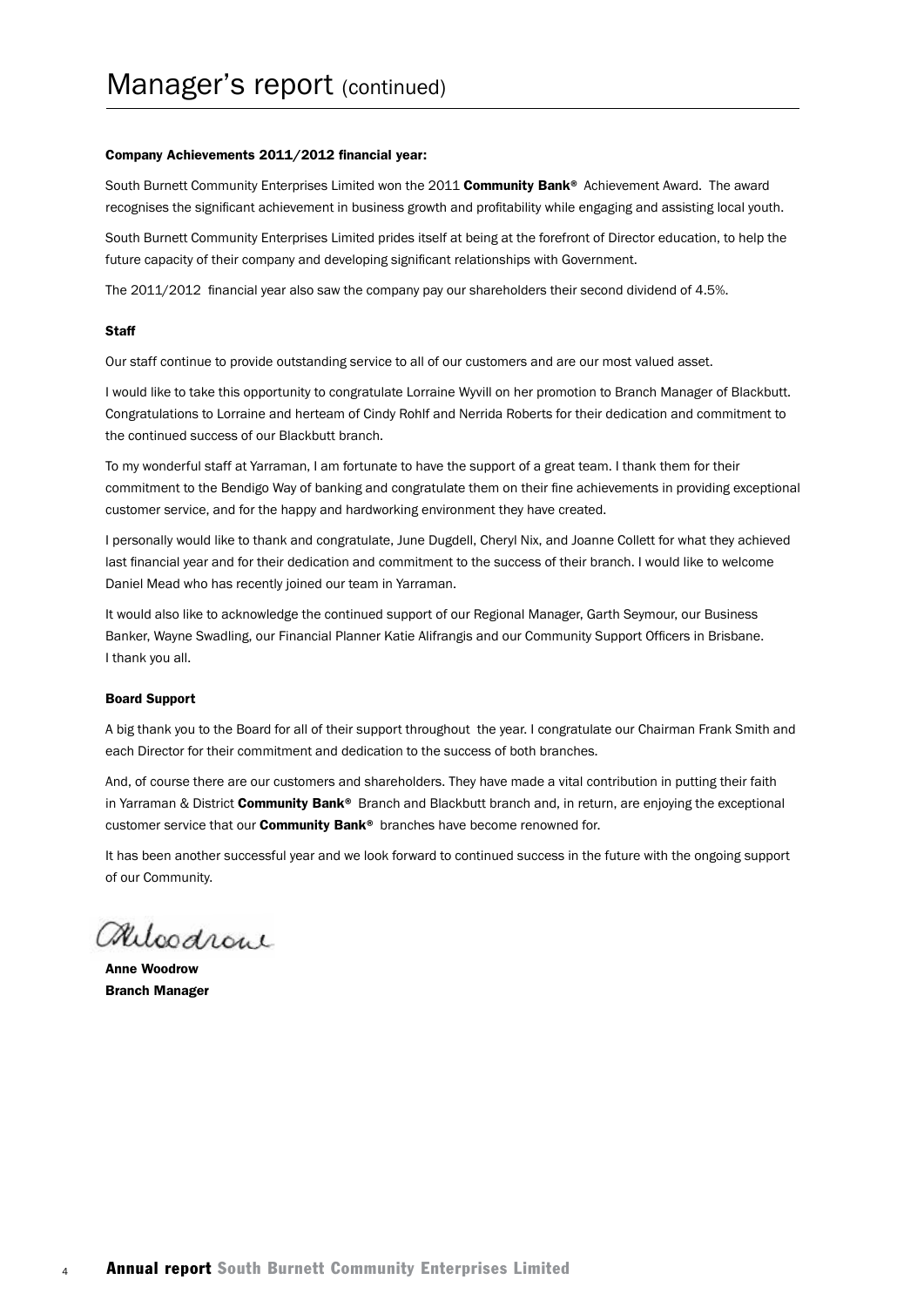# Manager's report (continued)

**Company Achievements 2011/2012 financial year:**

South Burnett Community Enterprises Limited won the 2011 **Community Bank®** Achievement Award. The award recognises the significant achievement in business growth and profitability while engaging and assisting local youth.

South Burnett Community Enterprises Limited prides itself at being at the forefront of Director education, to help the future capacity of their company and developing significant relationships with Government.

The 2011/2012 financial year also saw the company pay our shareholders their second dividend of 4.5%.

**Staff**

Our staff continue to provide outstanding service to all of our customers and are our most valued asset.

I would like to take this opportunity to congratulate Lorraine Wyvill on her promotion to Branch Manager of Blackbutt. Congratulations to Lorraine and herteam of Cindy Rohlf and Nerrida Roberts for their dedication and commitment to the continued success of our Blackbutt branch.

To my wonderful staff at Yarraman, I am fortunate to have the support of a great team. I thank them for their commitment to the Bendigo Way of banking and congratulate them on their fine achievements in providing exceptional customer service, and for the happy and hardworking environment they have created.

I personally would like to thank and congratulate, June Dugdell, Cheryl Nix, and Joanne Collett for what they achieved last financial year and for their dedication and commitment to the success of their branch. I would like to welcome Daniel Mead who has recently joined our team in Yarraman.

It would also like to acknowledge the continued support of our Regional Manager, Garth Seymour, our Business Banker, Wayne Swadling, our Financial Planner Katie Alifrangis and our Community Support Officers in Brisbane. I thank you all.

**Board Support**

A big thank you to the Board for all of their support throughout the year. I congratulate our Chairman Frank Smith and each Director for their commitment and dedication to the success of both branches.

And, of course there are our customers and shareholders. They have made a vital contribution in putting their faith in Yarraman & District **Community Bank®** Branch and Blackbutt branch and, in return, are enjoying the exceptional customer service that our **Community Bank®** branches have become renowned for.

It has been another successful year and we look forward to continued success in the future with the ongoing support of our Community.

**Anne Woodrow**
**Branch Manager**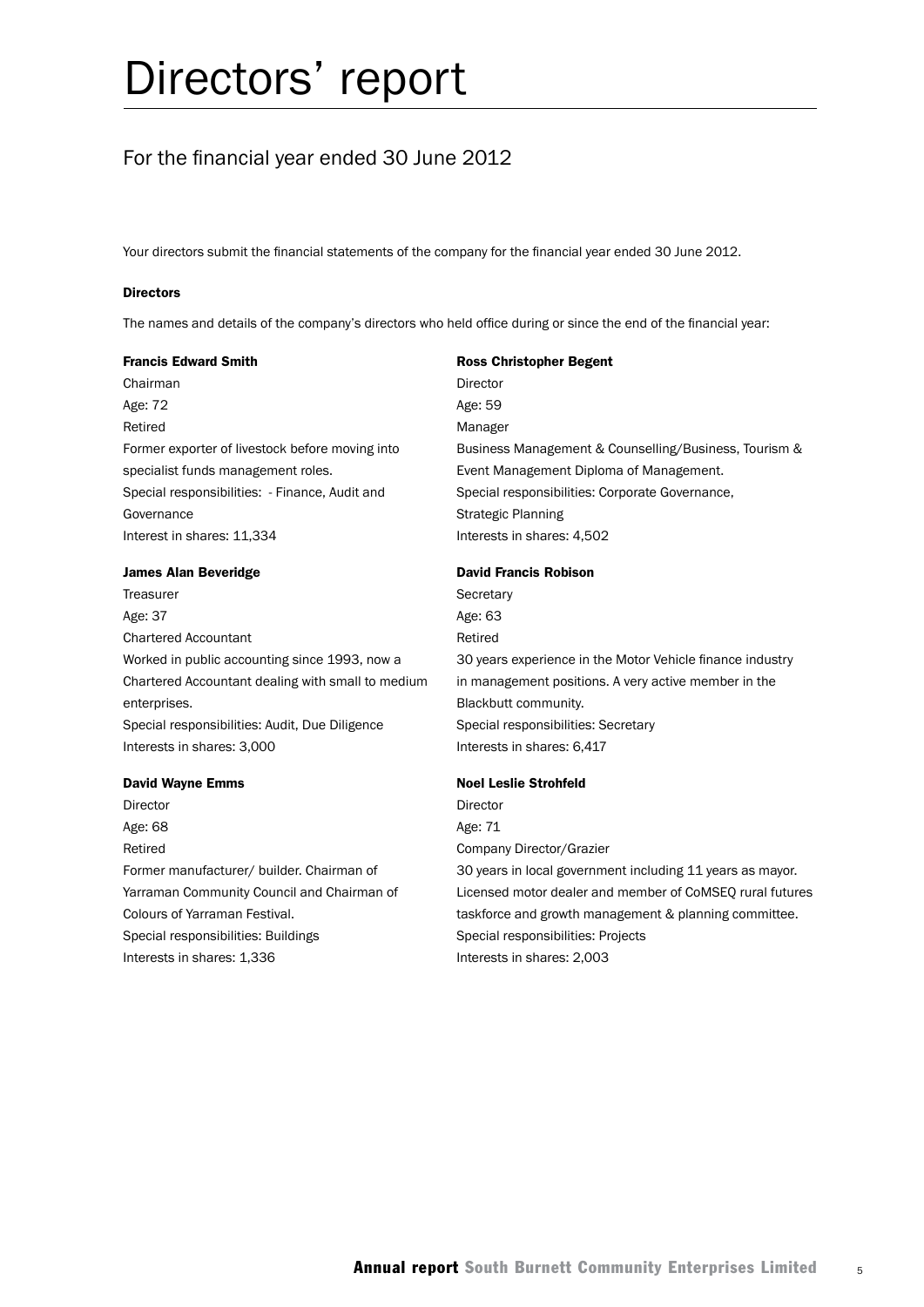# Directors' report

## For the financial year ended 30 June 2012

Your directors submit the financial statements of the company for the financial year ended 30 June 2012.

### Directors

The names and details of the company's directors who held office during or since the end of the financial year:

**Francis Edward Smith**
Chairman
Age: 72
Retired
Former exporter of livestock before moving into specialist funds management roles.
Special responsibilities: - Finance, Audit and Governance
Interest in shares: 11,334

**James Alan Beveridge**
Treasurer
Age: 37
Chartered Accountant
Worked in public accounting since 1993, now a Chartered Accountant dealing with small to medium enterprises.
Special responsibilities: Audit, Due Diligence
Interests in shares: 3,000

**David Wayne Emms**
Director
Age: 68
Retired
Former manufacturer/ builder. Chairman of Yarraman Community Council and Chairman of Colours of Yarraman Festival.
Special responsibilities: Buildings
Interests in shares: 1,336

**Ross Christopher Begent**
Director
Age: 59
Manager
Business Management & Counselling/Business, Tourism & Event Management Diploma of Management.
Special responsibilities: Corporate Governance, Strategic Planning
Interests in shares: 4,502

**David Francis Robison**
Secretary
Age: 63
Retired
30 years experience in the Motor Vehicle finance industry in management positions. A very active member in the Blackbutt community.
Special responsibilities: Secretary
Interests in shares: 6,417

**Noel Leslie Strohfeld**
Director
Age: 71
Company Director/Grazier
30 years in local government including 11 years as mayor. Licensed motor dealer and member of CoMSEQ rural futures taskforce and growth management & planning committee.
Special responsibilities: Projects
Interests in shares: 2,003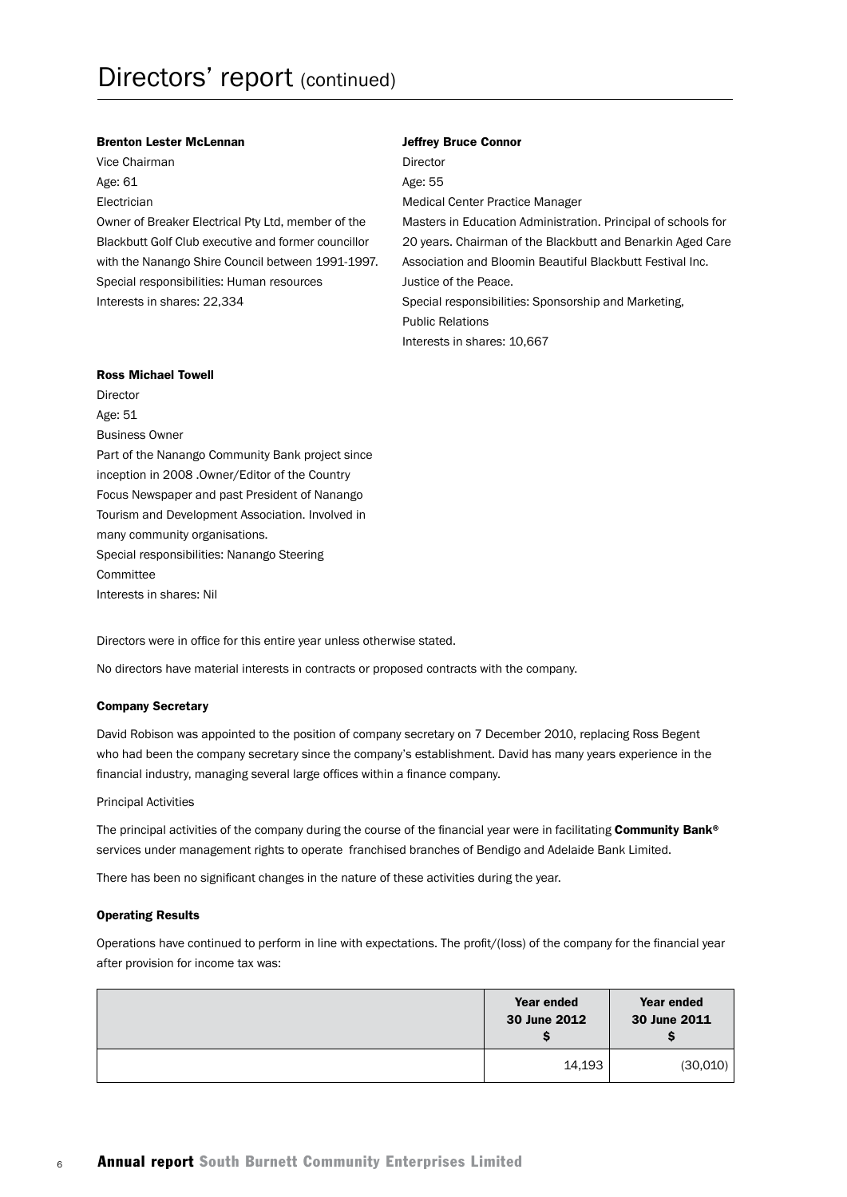# Directors' report (continued)

**Brenton Lester McLennan**

Vice Chairman

Age: 61

Electrician

Owner of Breaker Electrical Pty Ltd, member of the Blackbutt Golf Club executive and former councillor with the Nanango Shire Council between 1991-1997.

Special responsibilities: Human resources

Interests in shares: 22,334

**Jeffrey Bruce Connor**

Director

Age: 55

Medical Center Practice Manager

Masters in Education Administration. Principal of schools for 20 years. Chairman of the Blackbutt and Benarkin Aged Care Association and Bloomin Beautiful Blackbutt Festival Inc. Justice of the Peace.

Special responsibilities: Sponsorship and Marketing, Public Relations

Interests in shares: 10,667

**Ross Michael Towell**

Director

Age: 51

Business Owner

Part of the Nanango Community Bank project since inception in 2008 .Owner/Editor of the Country Focus Newspaper and past President of Nanango Tourism and Development Association. Involved in many community organisations.

Special responsibilities: Nanango Steering Committee

Interests in shares: Nil

Directors were in office for this entire year unless otherwise stated.

No directors have material interests in contracts or proposed contracts with the company.

### Company Secretary

David Robison was appointed to the position of company secretary on 7 December 2010, replacing Ross Begent who had been the company secretary since the company's establishment. David has many years experience in the financial industry, managing several large offices within a finance company.

Principal Activities

The principal activities of the company during the course of the financial year were in facilitating **Community Bank®** services under management rights to operate franchised branches of Bendigo and Adelaide Bank Limited.

There has been no significant changes in the nature of these activities during the year.

### Operating Results

Operations have continued to perform in line with expectations. The profit/(loss) of the company for the financial year after provision for income tax was:

| | Year ended 30 June 2012 $ | Year ended 30 June 2011 $ |
|---|---|---|
| | 14,193 | (30,010) |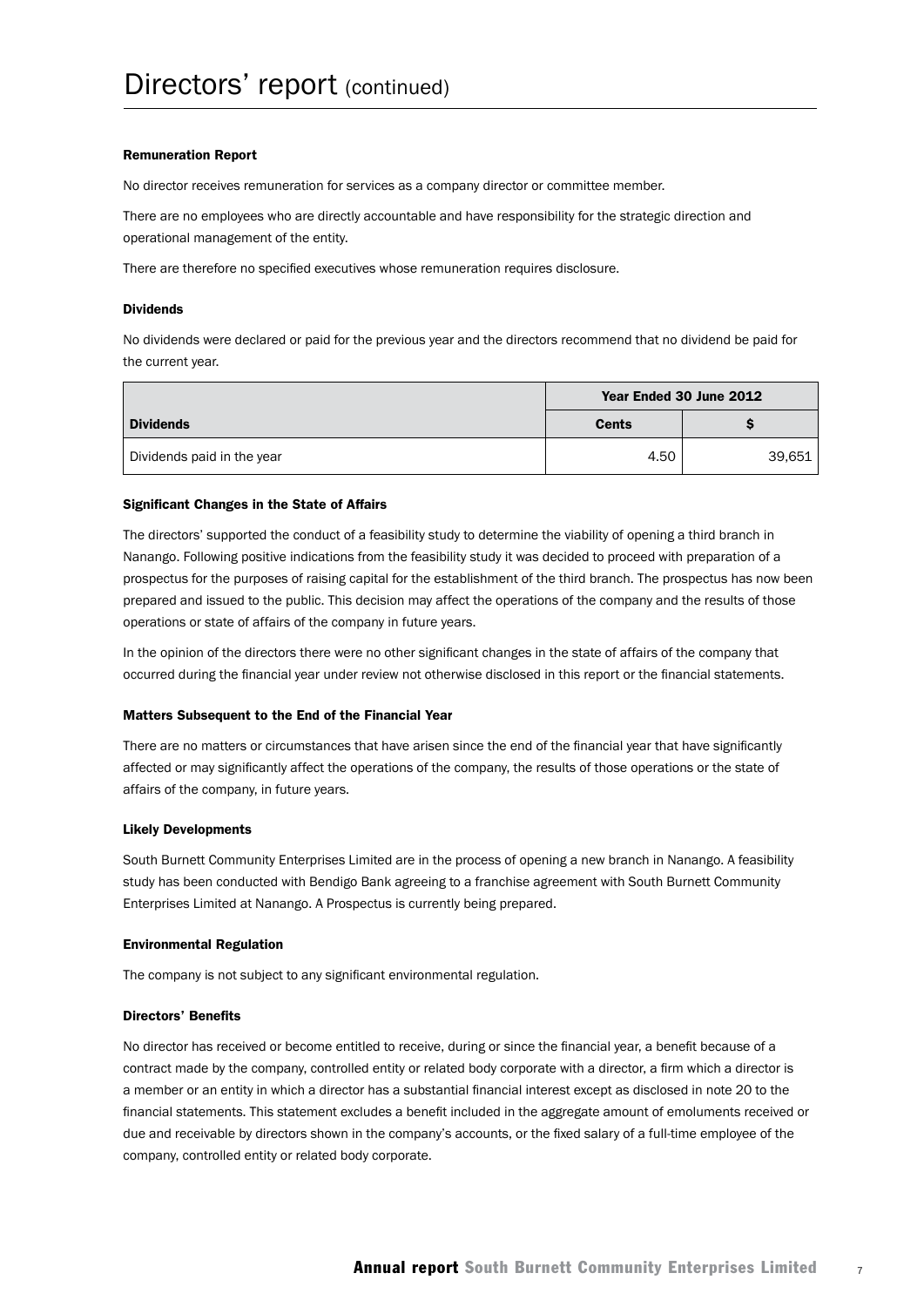# Directors' report (continued)

**Remuneration Report**

No director receives remuneration for services as a company director or committee member.

There are no employees who are directly accountable and have responsibility for the strategic direction and operational management of the entity.

There are therefore no specified executives whose remuneration requires disclosure.

**Dividends**

No dividends were declared or paid for the previous year and the directors recommend that no dividend be paid for the current year.

| | Year Ended 30 June 2012 | |
|---|---|---|
| **Dividends** | **Cents** | **$** |
| Dividends paid in the year | 4.50 | 39,651 |

**Significant Changes in the State of Affairs**

The directors' supported the conduct of a feasibility study to determine the viability of opening a third branch in Nanango. Following positive indications from the feasibility study it was decided to proceed with preparation of a prospectus for the purposes of raising capital for the establishment of the third branch. The prospectus has now been prepared and issued to the public. This decision may affect the operations of the company and the results of those operations or state of affairs of the company in future years.

In the opinion of the directors there were no other significant changes in the state of affairs of the company that occurred during the financial year under review not otherwise disclosed in this report or the financial statements.

**Matters Subsequent to the End of the Financial Year**

There are no matters or circumstances that have arisen since the end of the financial year that have significantly affected or may significantly affect the operations of the company, the results of those operations or the state of affairs of the company, in future years.

**Likely Developments**

South Burnett Community Enterprises Limited are in the process of opening a new branch in Nanango. A feasibility study has been conducted with Bendigo Bank agreeing to a franchise agreement with South Burnett Community Enterprises Limited at Nanango. A Prospectus is currently being prepared.

**Environmental Regulation**

The company is not subject to any significant environmental regulation.

**Directors' Benefits**

No director has received or become entitled to receive, during or since the financial year, a benefit because of a contract made by the company, controlled entity or related body corporate with a director, a firm which a director is a member or an entity in which a director has a substantial financial interest except as disclosed in note 20 to the financial statements. This statement excludes a benefit included in the aggregate amount of emoluments received or due and receivable by directors shown in the company's accounts, or the fixed salary of a full-time employee of the company, controlled entity or related body corporate.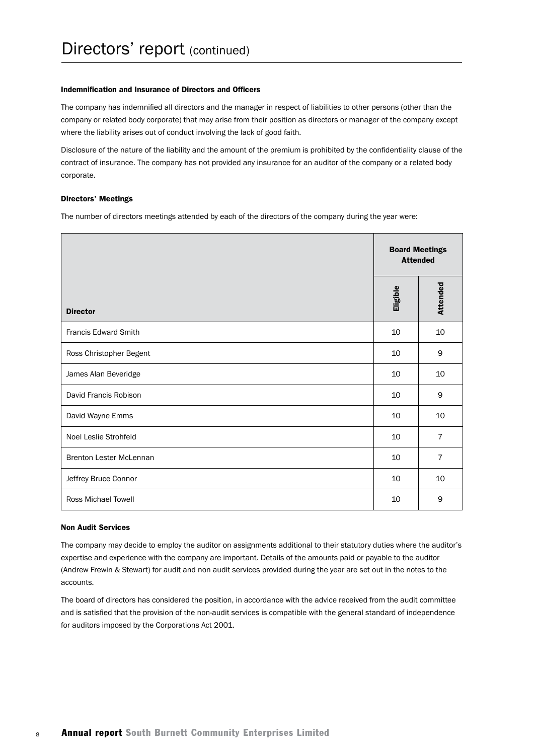# Directors' report (continued)

### Indemnification and Insurance of Directors and Officers

The company has indemnified all directors and the manager in respect of liabilities to other persons (other than the company or related body corporate) that may arise from their position as directors or manager of the company except where the liability arises out of conduct involving the lack of good faith.

Disclosure of the nature of the liability and the amount of the premium is prohibited by the confidentiality clause of the contract of insurance. The company has not provided any insurance for an auditor of the company or a related body corporate.

### Directors' Meetings

The number of directors meetings attended by each of the directors of the company during the year were:

| | Board Meetings Attended | |
|---|---|---|
| **Director** | **Eligible** | **Attended** |
| Francis Edward Smith | 10 | 10 |
| Ross Christopher Begent | 10 | 9 |
| James Alan Beveridge | 10 | 10 |
| David Francis Robison | 10 | 9 |
| David Wayne Emms | 10 | 10 |
| Noel Leslie Strohfeld | 10 | 7 |
| Brenton Lester McLennan | 10 | 7 |
| Jeffrey Bruce Connor | 10 | 10 |
| Ross Michael Towell | 10 | 9 |

### Non Audit Services

The company may decide to employ the auditor on assignments additional to their statutory duties where the auditor's expertise and experience with the company are important. Details of the amounts paid or payable to the auditor (Andrew Frewin & Stewart) for audit and non audit services provided during the year are set out in the notes to the accounts.

The board of directors has considered the position, in accordance with the advice received from the audit committee and is satisfied that the provision of the non-audit services is compatible with the general standard of independence for auditors imposed by the Corporations Act 2001.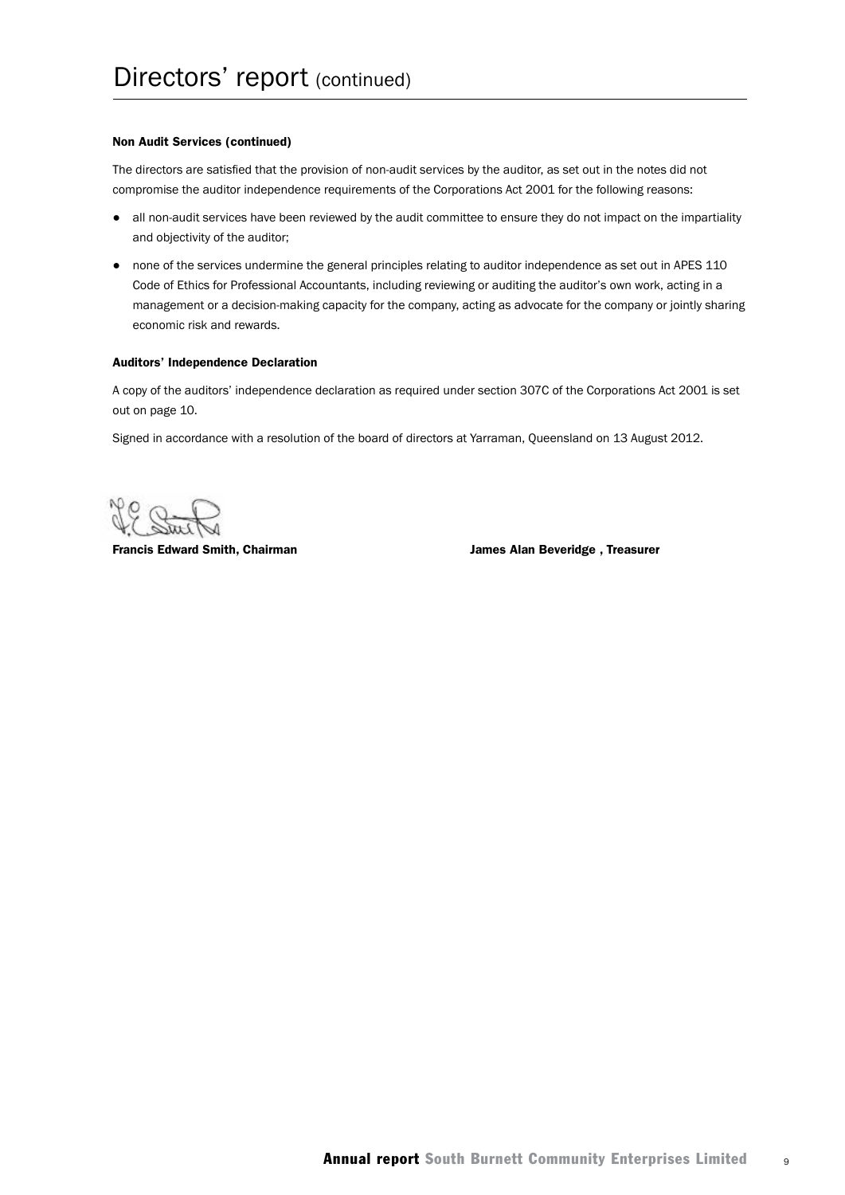# Directors' report (continued)

**Non Audit Services (continued)**

The directors are satisfied that the provision of non-audit services by the auditor, as set out in the notes did not compromise the auditor independence requirements of the Corporations Act 2001 for the following reasons:

- all non-audit services have been reviewed by the audit committee to ensure they do not impact on the impartiality and objectivity of the auditor;
- none of the services undermine the general principles relating to auditor independence as set out in APES 110 Code of Ethics for Professional Accountants, including reviewing or auditing the auditor's own work, acting in a management or a decision-making capacity for the company, acting as advocate for the company or jointly sharing economic risk and rewards.

**Auditors' Independence Declaration**

A copy of the auditors' independence declaration as required under section 307C of the Corporations Act 2001 is set out on page 10.

Signed in accordance with a resolution of the board of directors at Yarraman, Queensland on 13 August 2012.

**Francis Edward Smith, Chairman**

**James Alan Beveridge , Treasurer**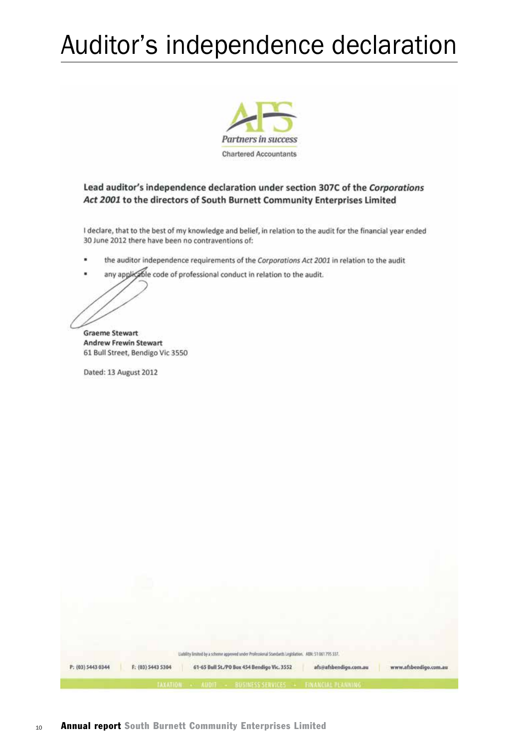# Auditor's independence declaration

AFS

*Partners in success*

Chartered Accountants

**Lead auditor's independence declaration under section 307C of the *Corporations Act 2001* to the directors of South Burnett Community Enterprises Limited**

I declare, that to the best of my knowledge and belief, in relation to the audit for the financial year ended 30 June 2012 there have been no contraventions of:

- the auditor independence requirements of the *Corporations Act 2001* in relation to the audit
- any applicable code of professional conduct in relation to the audit.

**Graeme Stewart**
**Andrew Frewin Stewart**
61 Bull Street, Bendigo Vic 3550

Dated: 13 August 2012

Liability limited by a scheme approved under Professional Standards Legislation. ABN: 51 061 795 337.

P: (03) 5443 0344 | F: (03) 5443 5304 | 61-65 Bull St./PO Box 454 Bendigo Vic. 3552 | afs@afsbendigo.com.au | www.afsbendigo.com.au

TAXATION • AUDIT • BUSINESS SERVICES • FINANCIAL PLANNING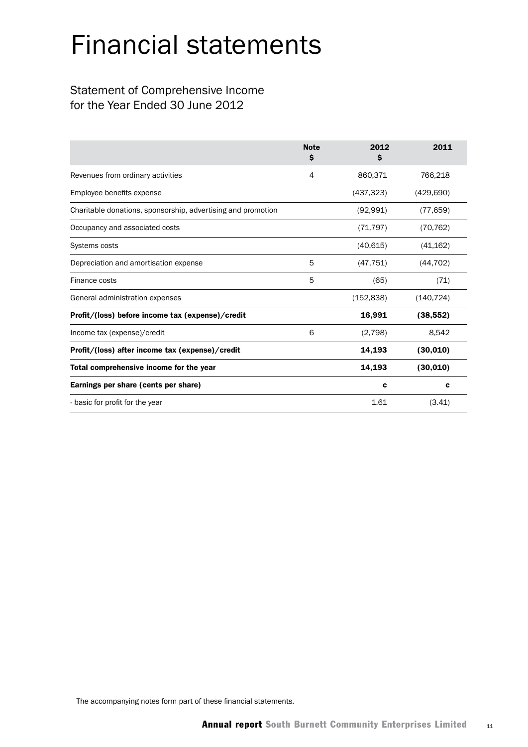# Financial statements

## Statement of Comprehensive Income for the Year Ended 30 June 2012

| | Note $ | 2012 $ | 2011 |
|---|---|---|---|
| Revenues from ordinary activities | 4 | 860,371 | 766,218 |
| Employee benefits expense | | (437,323) | (429,690) |
| Charitable donations, sponsorship, advertising and promotion | | (92,991) | (77,659) |
| Occupancy and associated costs | | (71,797) | (70,762) |
| Systems costs | | (40,615) | (41,162) |
| Depreciation and amortisation expense | 5 | (47,751) | (44,702) |
| Finance costs | 5 | (65) | (71) |
| General administration expenses | | (152,838) | (140,724) |
| **Profit/(loss) before income tax (expense)/credit** | | **16,991** | **(38,552)** |
| Income tax (expense)/credit | 6 | (2,798) | 8,542 |
| **Profit/(loss) after income tax (expense)/credit** | | **14,193** | **(30,010)** |
| **Total comprehensive income for the year** | | **14,193** | **(30,010)** |
| **Earnings per share (cents per share)** | | **c** | **c** |
| - basic for profit for the year | | 1.61 | (3.41) |

The accompanying notes form part of these financial statements.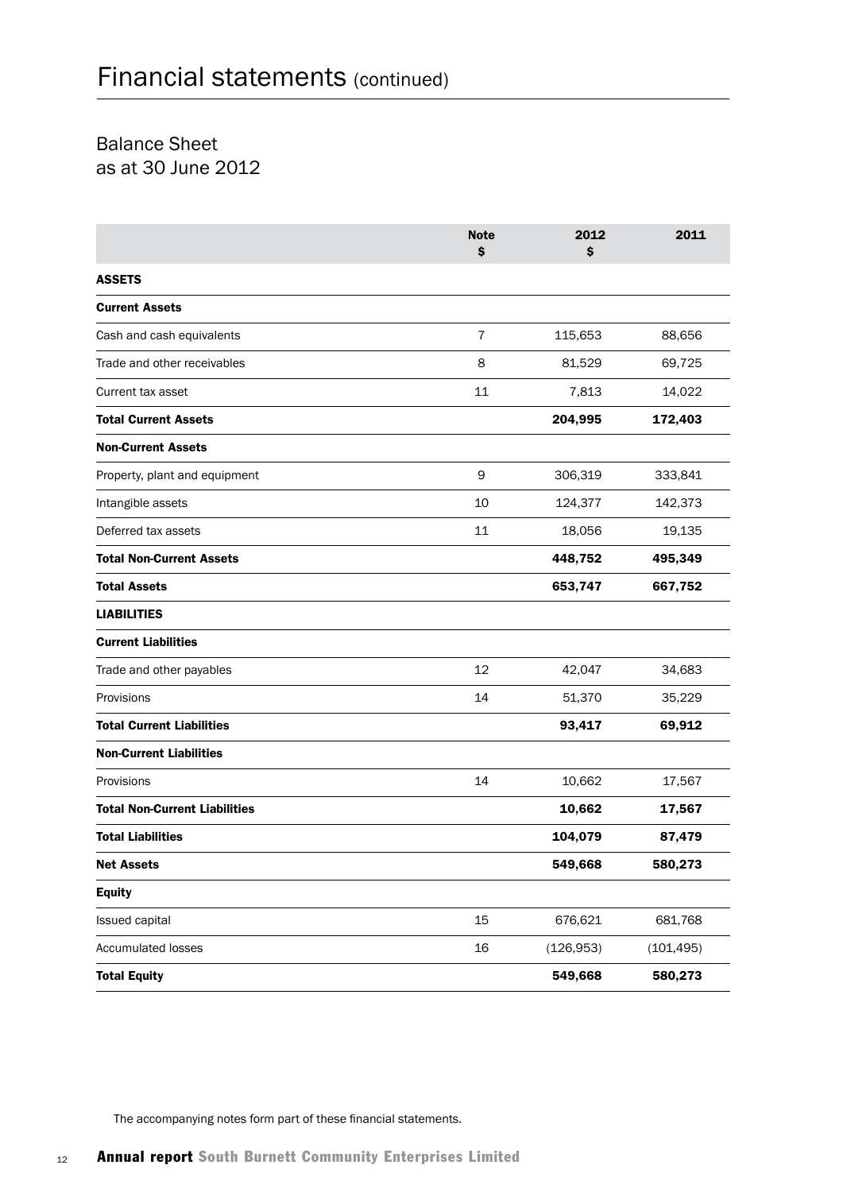# Financial statements (continued)

## Balance Sheet as at 30 June 2012

| | Note | 2012 $ | 2011 |
|---|---|---|---|
| **ASSETS** | | | |
| **Current Assets** | | | |
| Cash and cash equivalents | 7 | 115,653 | 88,656 |
| Trade and other receivables | 8 | 81,529 | 69,725 |
| Current tax asset | 11 | 7,813 | 14,022 |
| **Total Current Assets** | | **204,995** | **172,403** |
| **Non-Current Assets** | | | |
| Property, plant and equipment | 9 | 306,319 | 333,841 |
| Intangible assets | 10 | 124,377 | 142,373 |
| Deferred tax assets | 11 | 18,056 | 19,135 |
| **Total Non-Current Assets** | | **448,752** | **495,349** |
| **Total Assets** | | **653,747** | **667,752** |
| **LIABILITIES** | | | |
| **Current Liabilities** | | | |
| Trade and other payables | 12 | 42,047 | 34,683 |
| Provisions | 14 | 51,370 | 35,229 |
| **Total Current Liabilities** | | **93,417** | **69,912** |
| **Non-Current Liabilities** | | | |
| Provisions | 14 | 10,662 | 17,567 |
| **Total Non-Current Liabilities** | | **10,662** | **17,567** |
| **Total Liabilities** | | **104,079** | **87,479** |
| **Net Assets** | | **549,668** | **580,273** |
| **Equity** | | | |
| Issued capital | 15 | 676,621 | 681,768 |
| Accumulated losses | 16 | (126,953) | (101,495) |
| **Total Equity** | | **549,668** | **580,273** |

The accompanying notes form part of these financial statements.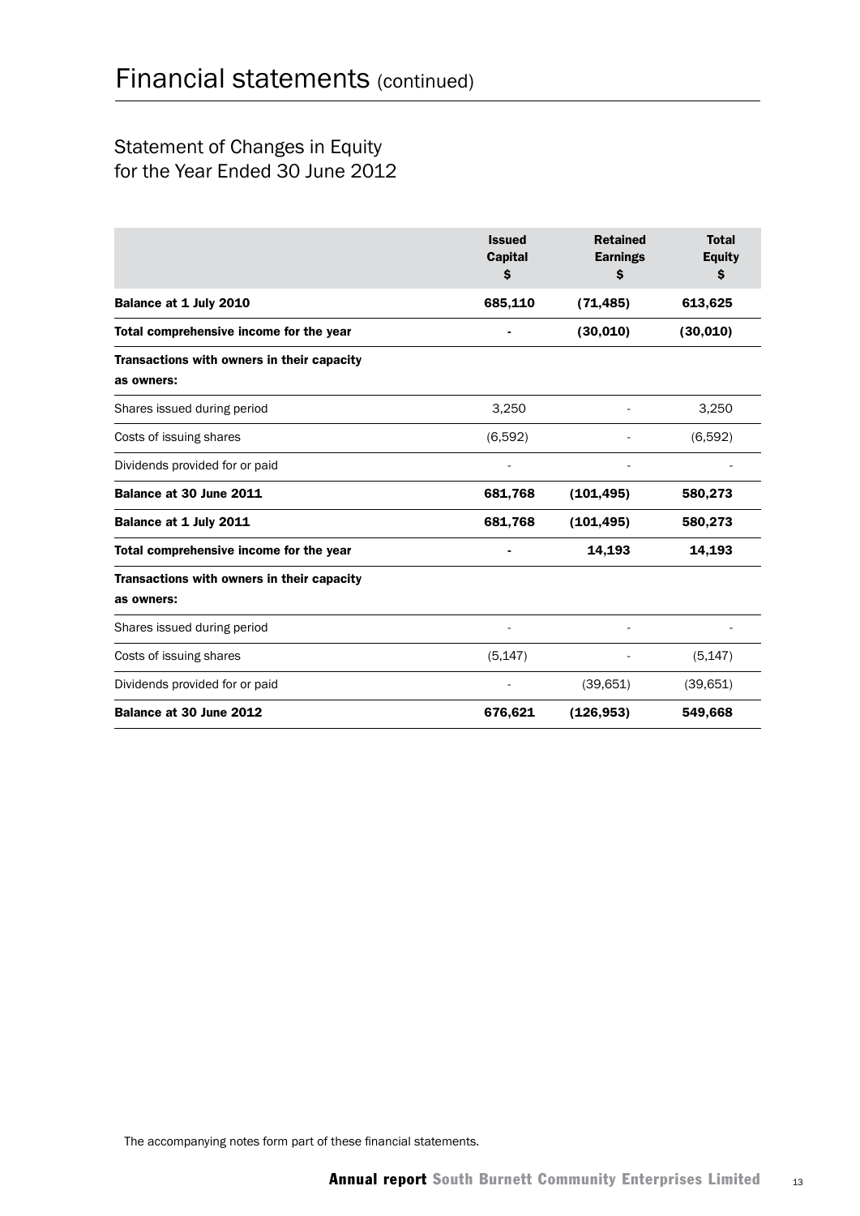# Financial statements (continued)

## Statement of Changes in Equity for the Year Ended 30 June 2012

| | Issued Capital $ | Retained Earnings $ | Total Equity $ |
|---|---|---|---|
| **Balance at 1 July 2010** | **685,110** | **(71,485)** | **613,625** |
| **Total comprehensive income for the year** | **-** | **(30,010)** | **(30,010)** |
| **Transactions with owners in their capacity as owners:** | | | |
| Shares issued during period | 3,250 | - | 3,250 |
| Costs of issuing shares | (6,592) | - | (6,592) |
| Dividends provided for or paid | - | - | - |
| **Balance at 30 June 2011** | **681,768** | **(101,495)** | **580,273** |
| **Balance at 1 July 2011** | **681,768** | **(101,495)** | **580,273** |
| **Total comprehensive income for the year** | **-** | **14,193** | **14,193** |
| **Transactions with owners in their capacity as owners:** | | | |
| Shares issued during period | - | - | - |
| Costs of issuing shares | (5,147) | - | (5,147) |
| Dividends provided for or paid | - | (39,651) | (39,651) |
| **Balance at 30 June 2012** | **676,621** | **(126,953)** | **549,668** |

The accompanying notes form part of these financial statements.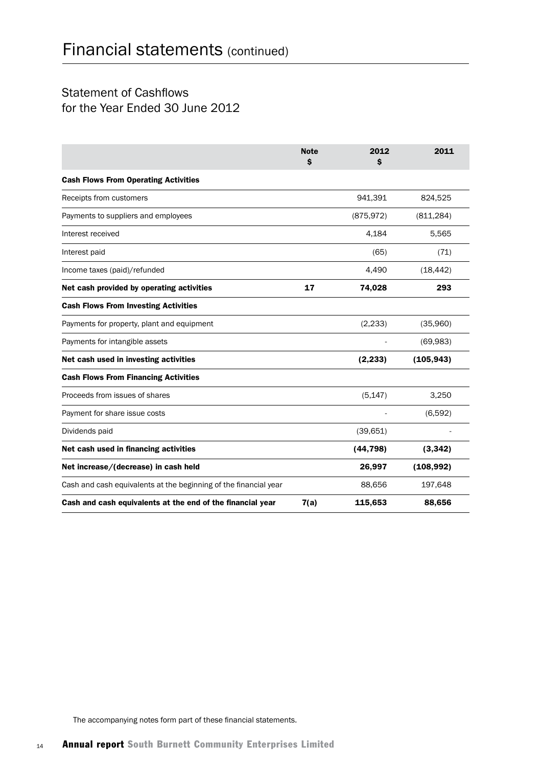# Financial statements (continued)

## Statement of Cashflows
for the Year Ended 30 June 2012

| | Note<br>$ | 2012<br>$ | 2011 |
|---|---|---|---|
| **Cash Flows From Operating Activities** | | | |
| Receipts from customers | | 941,391 | 824,525 |
| Payments to suppliers and employees | | (875,972) | (811,284) |
| Interest received | | 4,184 | 5,565 |
| Interest paid | | (65) | (71) |
| Income taxes (paid)/refunded | | 4,490 | (18,442) |
| **Net cash provided by operating activities** | **17** | **74,028** | **293** |
| **Cash Flows From Investing Activities** | | | |
| Payments for property, plant and equipment | | (2,233) | (35,960) |
| Payments for intangible assets | | - | (69,983) |
| **Net cash used in investing activities** | | **(2,233)** | **(105,943)** |
| **Cash Flows From Financing Activities** | | | |
| Proceeds from issues of shares | | (5,147) | 3,250 |
| Payment for share issue costs | | - | (6,592) |
| Dividends paid | | (39,651) | - |
| **Net cash used in financing activities** | | **(44,798)** | **(3,342)** |
| **Net increase/(decrease) in cash held** | | **26,997** | **(108,992)** |
| Cash and cash equivalents at the beginning of the financial year | | 88,656 | 197,648 |
| **Cash and cash equivalents at the end of the financial year** | **7(a)** | **115,653** | **88,656** |

The accompanying notes form part of these financial statements.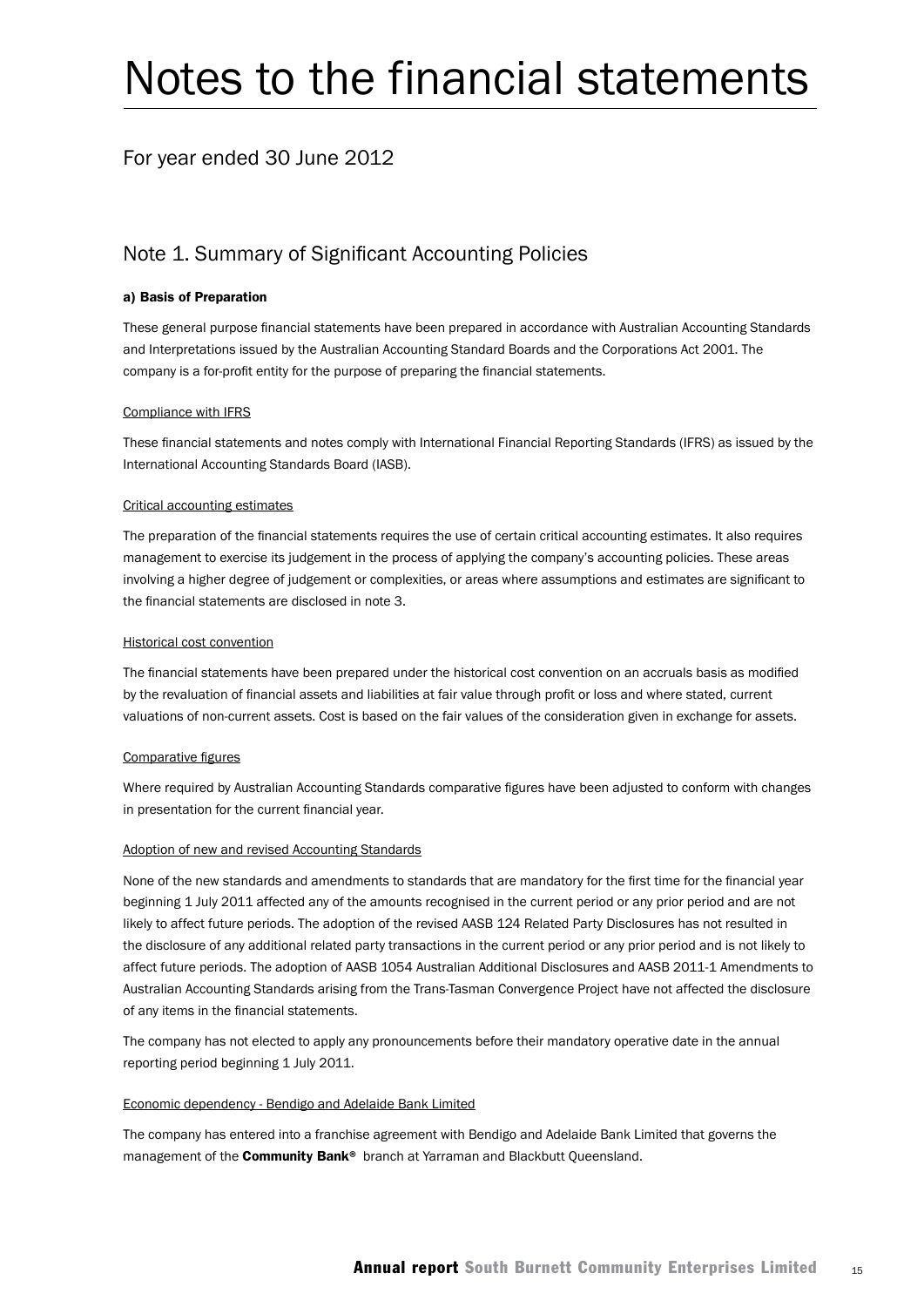# Notes to the financial statements

For year ended 30 June 2012

## Note 1. Summary of Significant Accounting Policies

### a) Basis of Preparation

These general purpose financial statements have been prepared in accordance with Australian Accounting Standards and Interpretations issued by the Australian Accounting Standard Boards and the Corporations Act 2001. The company is a for-profit entity for the purpose of preparing the financial statements.

Compliance with IFRS

These financial statements and notes comply with International Financial Reporting Standards (IFRS) as issued by the International Accounting Standards Board (IASB).

Critical accounting estimates

The preparation of the financial statements requires the use of certain critical accounting estimates. It also requires management to exercise its judgement in the process of applying the company's accounting policies. These areas involving a higher degree of judgement or complexities, or areas where assumptions and estimates are significant to the financial statements are disclosed in note 3.

Historical cost convention

The financial statements have been prepared under the historical cost convention on an accruals basis as modified by the revaluation of financial assets and liabilities at fair value through profit or loss and where stated, current valuations of non-current assets. Cost is based on the fair values of the consideration given in exchange for assets.

Comparative figures

Where required by Australian Accounting Standards comparative figures have been adjusted to conform with changes in presentation for the current financial year.

Adoption of new and revised Accounting Standards

None of the new standards and amendments to standards that are mandatory for the first time for the financial year beginning 1 July 2011 affected any of the amounts recognised in the current period or any prior period and are not likely to affect future periods. The adoption of the revised AASB 124 Related Party Disclosures has not resulted in the disclosure of any additional related party transactions in the current period or any prior period and is not likely to affect future periods. The adoption of AASB 1054 Australian Additional Disclosures and AASB 2011-1 Amendments to Australian Accounting Standards arising from the Trans-Tasman Convergence Project have not affected the disclosure of any items in the financial statements.

The company has not elected to apply any pronouncements before their mandatory operative date in the annual reporting period beginning 1 July 2011.

Economic dependency - Bendigo and Adelaide Bank Limited

The company has entered into a franchise agreement with Bendigo and Adelaide Bank Limited that governs the management of the **Community Bank®** branch at Yarraman and Blackbutt Queensland.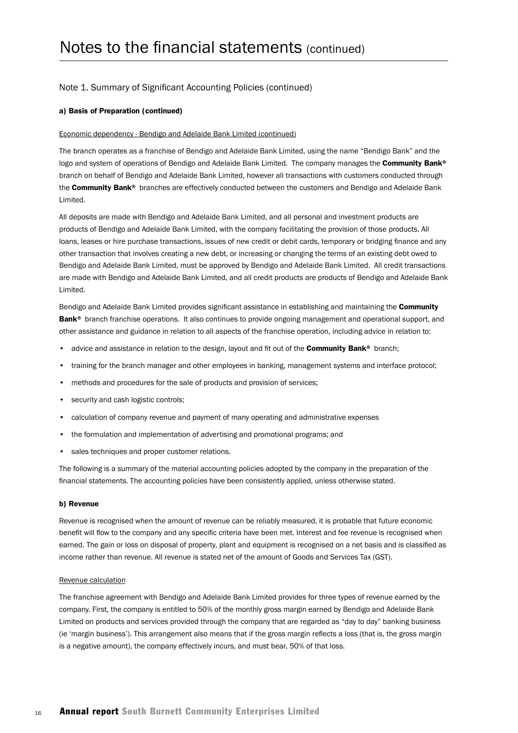# Notes to the financial statements (continued)

## Note 1. Summary of Significant Accounting Policies (continued)

### a) Basis of Preparation (continued)

Economic dependency - Bendigo and Adelaide Bank Limited (continued)

The branch operates as a franchise of Bendigo and Adelaide Bank Limited, using the name "Bendigo Bank" and the logo and system of operations of Bendigo and Adelaide Bank Limited. The company manages the **Community Bank®** branch on behalf of Bendigo and Adelaide Bank Limited, however all transactions with customers conducted through the **Community Bank®** branches are effectively conducted between the customers and Bendigo and Adelaide Bank Limited.

All deposits are made with Bendigo and Adelaide Bank Limited, and all personal and investment products are products of Bendigo and Adelaide Bank Limited, with the company facilitating the provision of those products. All loans, leases or hire purchase transactions, issues of new credit or debit cards, temporary or bridging finance and any other transaction that involves creating a new debt, or increasing or changing the terms of an existing debt owed to Bendigo and Adelaide Bank Limited, must be approved by Bendigo and Adelaide Bank Limited. All credit transactions are made with Bendigo and Adelaide Bank Limited, and all credit products are products of Bendigo and Adelaide Bank Limited.

Bendigo and Adelaide Bank Limited provides significant assistance in establishing and maintaining the **Community Bank®** branch franchise operations. It also continues to provide ongoing management and operational support, and other assistance and guidance in relation to all aspects of the franchise operation, including advice in relation to:

- advice and assistance in relation to the design, layout and fit out of the **Community Bank®** branch;
- training for the branch manager and other employees in banking, management systems and interface protocol;
- methods and procedures for the sale of products and provision of services;
- security and cash logistic controls;
- calculation of company revenue and payment of many operating and administrative expenses
- the formulation and implementation of advertising and promotional programs; and
- sales techniques and proper customer relations.

The following is a summary of the material accounting policies adopted by the company in the preparation of the financial statements. The accounting policies have been consistently applied, unless otherwise stated.

### b) Revenue

Revenue is recognised when the amount of revenue can be reliably measured, it is probable that future economic benefit will flow to the company and any specific criteria have been met. Interest and fee revenue is recognised when earned. The gain or loss on disposal of property, plant and equipment is recognised on a net basis and is classified as income rather than revenue. All revenue is stated net of the amount of Goods and Services Tax (GST).

Revenue calculation

The franchise agreement with Bendigo and Adelaide Bank Limited provides for three types of revenue earned by the company. First, the company is entitled to 50% of the monthly gross margin earned by Bendigo and Adelaide Bank Limited on products and services provided through the company that are regarded as "day to day" banking business (ie 'margin business'). This arrangement also means that if the gross margin reflects a loss (that is, the gross margin is a negative amount), the company effectively incurs, and must bear, 50% of that loss.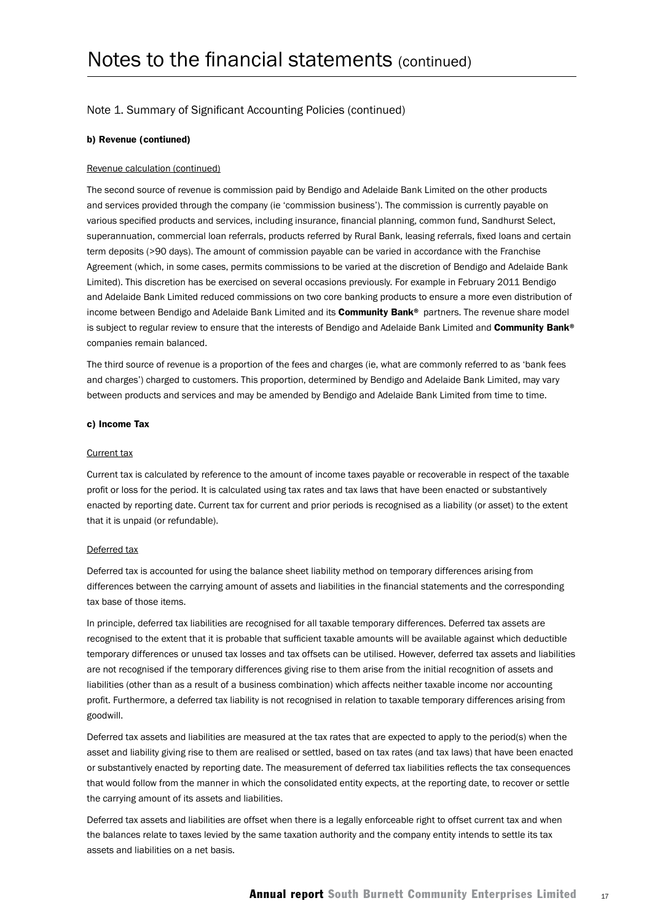# Notes to the financial statements (continued)

## Note 1. Summary of Significant Accounting Policies (continued)

### b) Revenue (contiuned)

Revenue calculation (continued)

The second source of revenue is commission paid by Bendigo and Adelaide Bank Limited on the other products and services provided through the company (ie 'commission business'). The commission is currently payable on various specified products and services, including insurance, financial planning, common fund, Sandhurst Select, superannuation, commercial loan referrals, products referred by Rural Bank, leasing referrals, fixed loans and certain term deposits (>90 days). The amount of commission payable can be varied in accordance with the Franchise Agreement (which, in some cases, permits commissions to be varied at the discretion of Bendigo and Adelaide Bank Limited). This discretion has be exercised on several occasions previously. For example in February 2011 Bendigo and Adelaide Bank Limited reduced commissions on two core banking products to ensure a more even distribution of income between Bendigo and Adelaide Bank Limited and its **Community Bank®** partners. The revenue share model is subject to regular review to ensure that the interests of Bendigo and Adelaide Bank Limited and **Community Bank®** companies remain balanced.

The third source of revenue is a proportion of the fees and charges (ie, what are commonly referred to as 'bank fees and charges') charged to customers. This proportion, determined by Bendigo and Adelaide Bank Limited, may vary between products and services and may be amended by Bendigo and Adelaide Bank Limited from time to time.

### c) Income Tax

Current tax

Current tax is calculated by reference to the amount of income taxes payable or recoverable in respect of the taxable profit or loss for the period. It is calculated using tax rates and tax laws that have been enacted or substantively enacted by reporting date. Current tax for current and prior periods is recognised as a liability (or asset) to the extent that it is unpaid (or refundable).

Deferred tax

Deferred tax is accounted for using the balance sheet liability method on temporary differences arising from differences between the carrying amount of assets and liabilities in the financial statements and the corresponding tax base of those items.

In principle, deferred tax liabilities are recognised for all taxable temporary differences. Deferred tax assets are recognised to the extent that it is probable that sufficient taxable amounts will be available against which deductible temporary differences or unused tax losses and tax offsets can be utilised. However, deferred tax assets and liabilities are not recognised if the temporary differences giving rise to them arise from the initial recognition of assets and liabilities (other than as a result of a business combination) which affects neither taxable income nor accounting profit. Furthermore, a deferred tax liability is not recognised in relation to taxable temporary differences arising from goodwill.

Deferred tax assets and liabilities are measured at the tax rates that are expected to apply to the period(s) when the asset and liability giving rise to them are realised or settled, based on tax rates (and tax laws) that have been enacted or substantively enacted by reporting date. The measurement of deferred tax liabilities reflects the tax consequences that would follow from the manner in which the consolidated entity expects, at the reporting date, to recover or settle the carrying amount of its assets and liabilities.

Deferred tax assets and liabilities are offset when there is a legally enforceable right to offset current tax and when the balances relate to taxes levied by the same taxation authority and the company entity intends to settle its tax assets and liabilities on a net basis.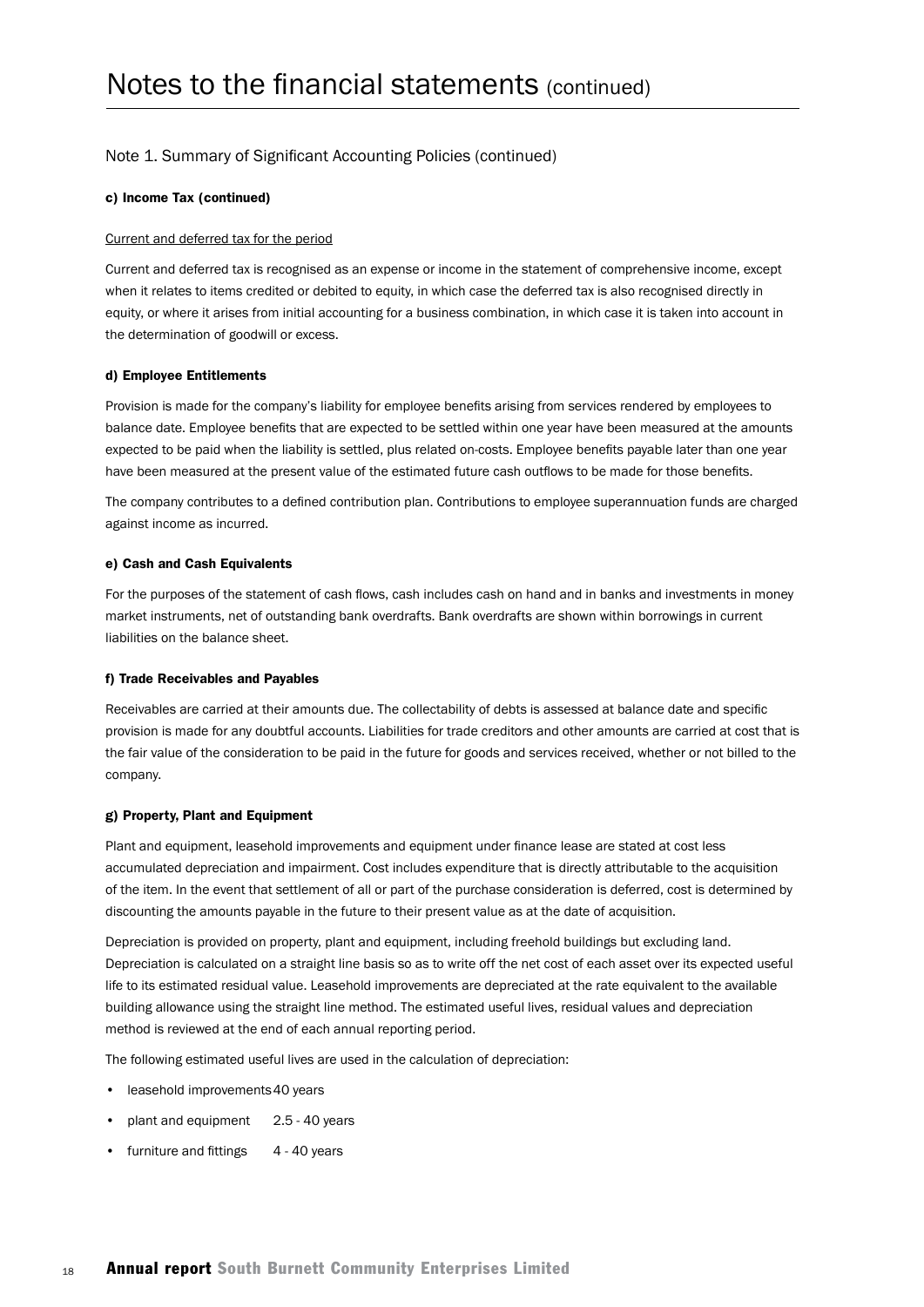# Notes to the financial statements (continued)

## Note 1. Summary of Significant Accounting Policies (continued)

### c) Income Tax (continued)

Current and deferred tax for the period

Current and deferred tax is recognised as an expense or income in the statement of comprehensive income, except when it relates to items credited or debited to equity, in which case the deferred tax is also recognised directly in equity, or where it arises from initial accounting for a business combination, in which case it is taken into account in the determination of goodwill or excess.

### d) Employee Entitlements

Provision is made for the company's liability for employee benefits arising from services rendered by employees to balance date. Employee benefits that are expected to be settled within one year have been measured at the amounts expected to be paid when the liability is settled, plus related on-costs. Employee benefits payable later than one year have been measured at the present value of the estimated future cash outflows to be made for those benefits.

The company contributes to a defined contribution plan. Contributions to employee superannuation funds are charged against income as incurred.

### e) Cash and Cash Equivalents

For the purposes of the statement of cash flows, cash includes cash on hand and in banks and investments in money market instruments, net of outstanding bank overdrafts. Bank overdrafts are shown within borrowings in current liabilities on the balance sheet.

### f) Trade Receivables and Payables

Receivables are carried at their amounts due. The collectability of debts is assessed at balance date and specific provision is made for any doubtful accounts. Liabilities for trade creditors and other amounts are carried at cost that is the fair value of the consideration to be paid in the future for goods and services received, whether or not billed to the company.

### g) Property, Plant and Equipment

Plant and equipment, leasehold improvements and equipment under finance lease are stated at cost less accumulated depreciation and impairment. Cost includes expenditure that is directly attributable to the acquisition of the item. In the event that settlement of all or part of the purchase consideration is deferred, cost is determined by discounting the amounts payable in the future to their present value as at the date of acquisition.

Depreciation is provided on property, plant and equipment, including freehold buildings but excluding land. Depreciation is calculated on a straight line basis so as to write off the net cost of each asset over its expected useful life to its estimated residual value. Leasehold improvements are depreciated at the rate equivalent to the available building allowance using the straight line method. The estimated useful lives, residual values and depreciation method is reviewed at the end of each annual reporting period.

The following estimated useful lives are used in the calculation of depreciation:

- leasehold improvements 40 years
- plant and equipment 2.5 - 40 years
- furniture and fittings 4 - 40 years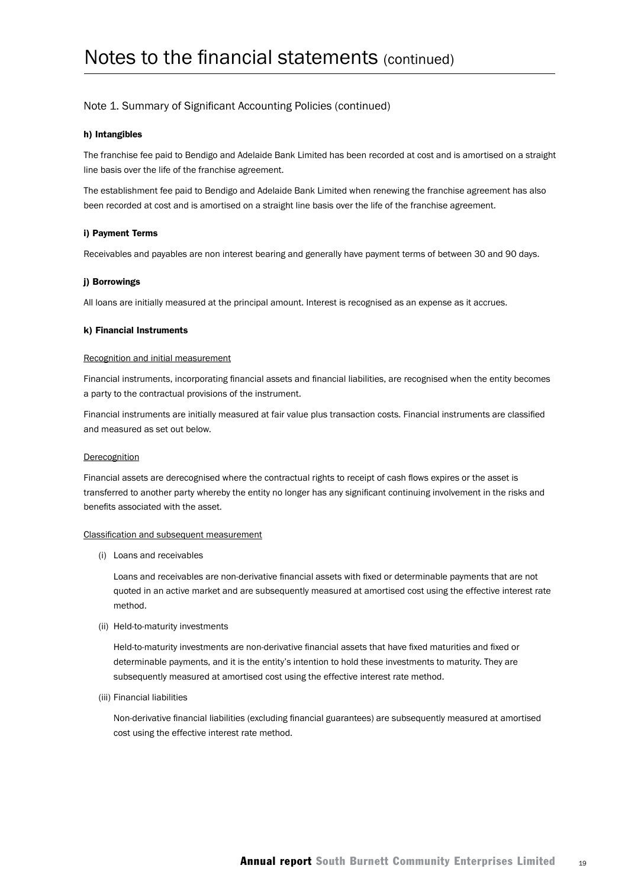# Notes to the financial statements (continued)

## Note 1. Summary of Significant Accounting Policies (continued)

**h) Intangibles**

The franchise fee paid to Bendigo and Adelaide Bank Limited has been recorded at cost and is amortised on a straight line basis over the life of the franchise agreement.

The establishment fee paid to Bendigo and Adelaide Bank Limited when renewing the franchise agreement has also been recorded at cost and is amortised on a straight line basis over the life of the franchise agreement.

**i) Payment Terms**

Receivables and payables are non interest bearing and generally have payment terms of between 30 and 90 days.

**j) Borrowings**

All loans are initially measured at the principal amount. Interest is recognised as an expense as it accrues.

**k) Financial Instruments**

Recognition and initial measurement

Financial instruments, incorporating financial assets and financial liabilities, are recognised when the entity becomes a party to the contractual provisions of the instrument.

Financial instruments are initially measured at fair value plus transaction costs. Financial instruments are classified and measured as set out below.

Derecognition

Financial assets are derecognised where the contractual rights to receipt of cash flows expires or the asset is transferred to another party whereby the entity no longer has any significant continuing involvement in the risks and benefits associated with the asset.

Classification and subsequent measurement

(i) Loans and receivables

Loans and receivables are non-derivative financial assets with fixed or determinable payments that are not quoted in an active market and are subsequently measured at amortised cost using the effective interest rate method.

(ii) Held-to-maturity investments

Held-to-maturity investments are non-derivative financial assets that have fixed maturities and fixed or determinable payments, and it is the entity's intention to hold these investments to maturity. They are subsequently measured at amortised cost using the effective interest rate method.

(iii) Financial liabilities

Non-derivative financial liabilities (excluding financial guarantees) are subsequently measured at amortised cost using the effective interest rate method.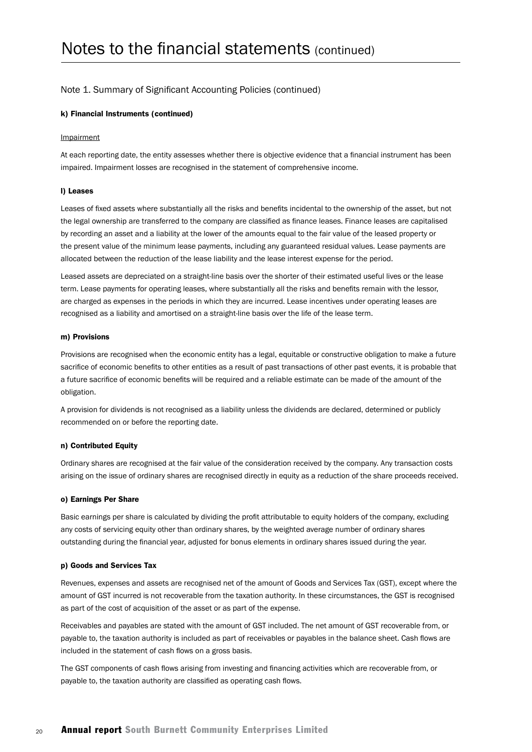# Notes to the financial statements (continued)

## Note 1. Summary of Significant Accounting Policies (continued)

### k) Financial Instruments (continued)

Impairment

At each reporting date, the entity assesses whether there is objective evidence that a financial instrument has been impaired. Impairment losses are recognised in the statement of comprehensive income.

### l) Leases

Leases of fixed assets where substantially all the risks and benefits incidental to the ownership of the asset, but not the legal ownership are transferred to the company are classified as finance leases. Finance leases are capitalised by recording an asset and a liability at the lower of the amounts equal to the fair value of the leased property or the present value of the minimum lease payments, including any guaranteed residual values. Lease payments are allocated between the reduction of the lease liability and the lease interest expense for the period.

Leased assets are depreciated on a straight-line basis over the shorter of their estimated useful lives or the lease term. Lease payments for operating leases, where substantially all the risks and benefits remain with the lessor, are charged as expenses in the periods in which they are incurred. Lease incentives under operating leases are recognised as a liability and amortised on a straight-line basis over the life of the lease term.

### m) Provisions

Provisions are recognised when the economic entity has a legal, equitable or constructive obligation to make a future sacrifice of economic benefits to other entities as a result of past transactions of other past events, it is probable that a future sacrifice of economic benefits will be required and a reliable estimate can be made of the amount of the obligation.

A provision for dividends is not recognised as a liability unless the dividends are declared, determined or publicly recommended on or before the reporting date.

### n) Contributed Equity

Ordinary shares are recognised at the fair value of the consideration received by the company. Any transaction costs arising on the issue of ordinary shares are recognised directly in equity as a reduction of the share proceeds received.

### o) Earnings Per Share

Basic earnings per share is calculated by dividing the profit attributable to equity holders of the company, excluding any costs of servicing equity other than ordinary shares, by the weighted average number of ordinary shares outstanding during the financial year, adjusted for bonus elements in ordinary shares issued during the year.

### p) Goods and Services Tax

Revenues, expenses and assets are recognised net of the amount of Goods and Services Tax (GST), except where the amount of GST incurred is not recoverable from the taxation authority. In these circumstances, the GST is recognised as part of the cost of acquisition of the asset or as part of the expense.

Receivables and payables are stated with the amount of GST included. The net amount of GST recoverable from, or payable to, the taxation authority is included as part of receivables or payables in the balance sheet. Cash flows are included in the statement of cash flows on a gross basis.

The GST components of cash flows arising from investing and financing activities which are recoverable from, or payable to, the taxation authority are classified as operating cash flows.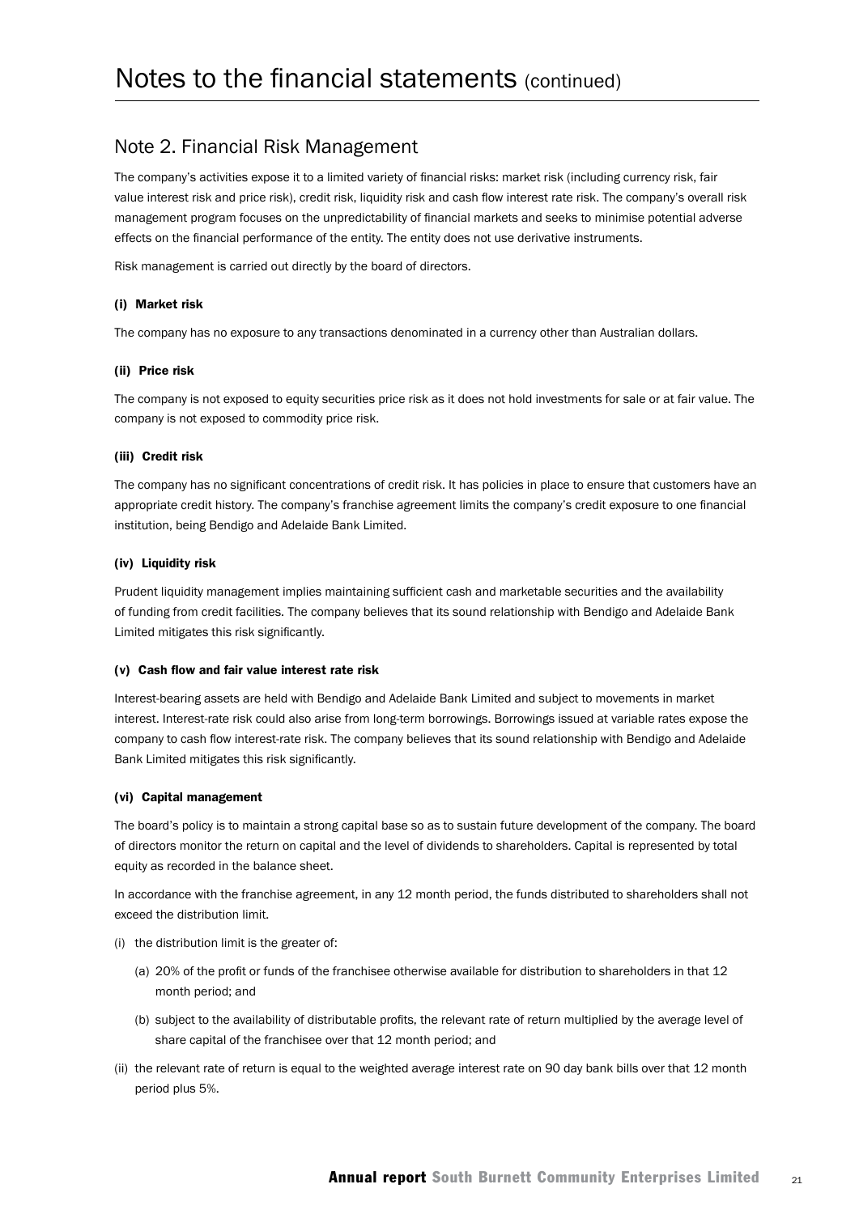# Notes to the financial statements (continued)

## Note 2. Financial Risk Management

The company's activities expose it to a limited variety of financial risks: market risk (including currency risk, fair value interest risk and price risk), credit risk, liquidity risk and cash flow interest rate risk. The company's overall risk management program focuses on the unpredictability of financial markets and seeks to minimise potential adverse effects on the financial performance of the entity. The entity does not use derivative instruments.

Risk management is carried out directly by the board of directors.

#### (i) Market risk

The company has no exposure to any transactions denominated in a currency other than Australian dollars.

#### (ii) Price risk

The company is not exposed to equity securities price risk as it does not hold investments for sale or at fair value. The company is not exposed to commodity price risk.

#### (iii) Credit risk

The company has no significant concentrations of credit risk. It has policies in place to ensure that customers have an appropriate credit history. The company's franchise agreement limits the company's credit exposure to one financial institution, being Bendigo and Adelaide Bank Limited.

#### (iv) Liquidity risk

Prudent liquidity management implies maintaining sufficient cash and marketable securities and the availability of funding from credit facilities. The company believes that its sound relationship with Bendigo and Adelaide Bank Limited mitigates this risk significantly.

#### (v) Cash flow and fair value interest rate risk

Interest-bearing assets are held with Bendigo and Adelaide Bank Limited and subject to movements in market interest. Interest-rate risk could also arise from long-term borrowings. Borrowings issued at variable rates expose the company to cash flow interest-rate risk. The company believes that its sound relationship with Bendigo and Adelaide Bank Limited mitigates this risk significantly.

#### (vi) Capital management

The board's policy is to maintain a strong capital base so as to sustain future development of the company. The board of directors monitor the return on capital and the level of dividends to shareholders. Capital is represented by total equity as recorded in the balance sheet.

In accordance with the franchise agreement, in any 12 month period, the funds distributed to shareholders shall not exceed the distribution limit.

(i) the distribution limit is the greater of:

  (a) 20% of the profit or funds of the franchisee otherwise available for distribution to shareholders in that 12 month period; and

  (b) subject to the availability of distributable profits, the relevant rate of return multiplied by the average level of share capital of the franchisee over that 12 month period; and

(ii) the relevant rate of return is equal to the weighted average interest rate on 90 day bank bills over that 12 month period plus 5%.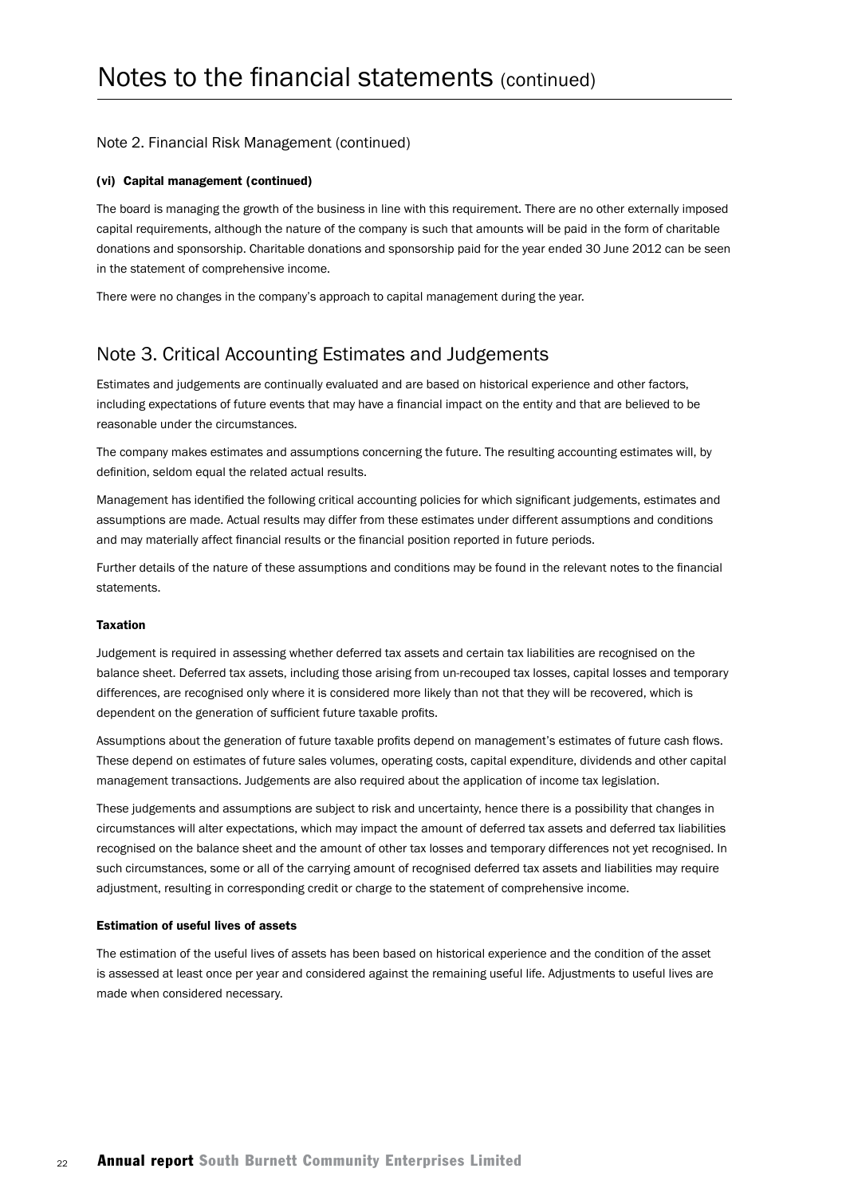# Notes to the financial statements (continued)

## Note 2. Financial Risk Management (continued)

#### (vi) Capital management (continued)

The board is managing the growth of the business in line with this requirement. There are no other externally imposed capital requirements, although the nature of the company is such that amounts will be paid in the form of charitable donations and sponsorship. Charitable donations and sponsorship paid for the year ended 30 June 2012 can be seen in the statement of comprehensive income.

There were no changes in the company's approach to capital management during the year.

## Note 3. Critical Accounting Estimates and Judgements

Estimates and judgements are continually evaluated and are based on historical experience and other factors, including expectations of future events that may have a financial impact on the entity and that are believed to be reasonable under the circumstances.

The company makes estimates and assumptions concerning the future. The resulting accounting estimates will, by definition, seldom equal the related actual results.

Management has identified the following critical accounting policies for which significant judgements, estimates and assumptions are made. Actual results may differ from these estimates under different assumptions and conditions and may materially affect financial results or the financial position reported in future periods.

Further details of the nature of these assumptions and conditions may be found in the relevant notes to the financial statements.

#### Taxation

Judgement is required in assessing whether deferred tax assets and certain tax liabilities are recognised on the balance sheet. Deferred tax assets, including those arising from un-recouped tax losses, capital losses and temporary differences, are recognised only where it is considered more likely than not that they will be recovered, which is dependent on the generation of sufficient future taxable profits.

Assumptions about the generation of future taxable profits depend on management's estimates of future cash flows. These depend on estimates of future sales volumes, operating costs, capital expenditure, dividends and other capital management transactions. Judgements are also required about the application of income tax legislation.

These judgements and assumptions are subject to risk and uncertainty, hence there is a possibility that changes in circumstances will alter expectations, which may impact the amount of deferred tax assets and deferred tax liabilities recognised on the balance sheet and the amount of other tax losses and temporary differences not yet recognised. In such circumstances, some or all of the carrying amount of recognised deferred tax assets and liabilities may require adjustment, resulting in corresponding credit or charge to the statement of comprehensive income.

#### Estimation of useful lives of assets

The estimation of the useful lives of assets has been based on historical experience and the condition of the asset is assessed at least once per year and considered against the remaining useful life. Adjustments to useful lives are made when considered necessary.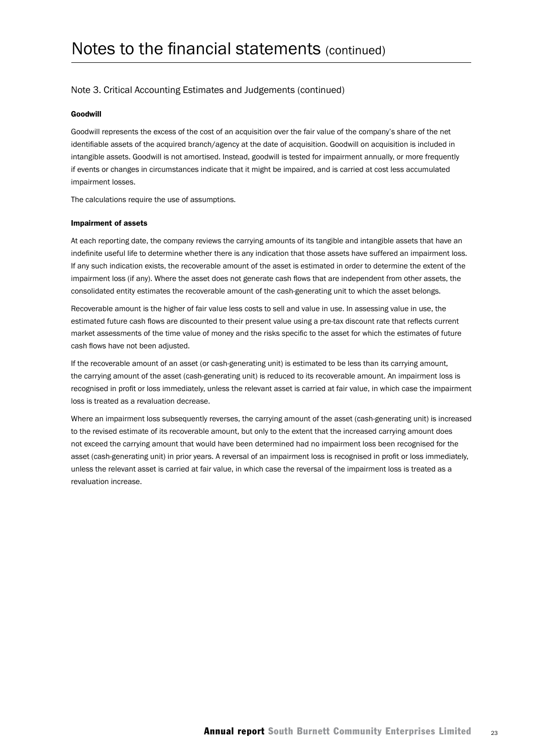# Notes to the financial statements (continued)

## Note 3. Critical Accounting Estimates and Judgements (continued)

**Goodwill**

Goodwill represents the excess of the cost of an acquisition over the fair value of the company's share of the net identifiable assets of the acquired branch/agency at the date of acquisition. Goodwill on acquisition is included in intangible assets. Goodwill is not amortised. Instead, goodwill is tested for impairment annually, or more frequently if events or changes in circumstances indicate that it might be impaired, and is carried at cost less accumulated impairment losses.

The calculations require the use of assumptions.

**Impairment of assets**

At each reporting date, the company reviews the carrying amounts of its tangible and intangible assets that have an indefinite useful life to determine whether there is any indication that those assets have suffered an impairment loss. If any such indication exists, the recoverable amount of the asset is estimated in order to determine the extent of the impairment loss (if any). Where the asset does not generate cash flows that are independent from other assets, the consolidated entity estimates the recoverable amount of the cash-generating unit to which the asset belongs.

Recoverable amount is the higher of fair value less costs to sell and value in use. In assessing value in use, the estimated future cash flows are discounted to their present value using a pre-tax discount rate that reflects current market assessments of the time value of money and the risks specific to the asset for which the estimates of future cash flows have not been adjusted.

If the recoverable amount of an asset (or cash-generating unit) is estimated to be less than its carrying amount, the carrying amount of the asset (cash-generating unit) is reduced to its recoverable amount. An impairment loss is recognised in profit or loss immediately, unless the relevant asset is carried at fair value, in which case the impairment loss is treated as a revaluation decrease.

Where an impairment loss subsequently reverses, the carrying amount of the asset (cash-generating unit) is increased to the revised estimate of its recoverable amount, but only to the extent that the increased carrying amount does not exceed the carrying amount that would have been determined had no impairment loss been recognised for the asset (cash-generating unit) in prior years. A reversal of an impairment loss is recognised in profit or loss immediately, unless the relevant asset is carried at fair value, in which case the reversal of the impairment loss is treated as a revaluation increase.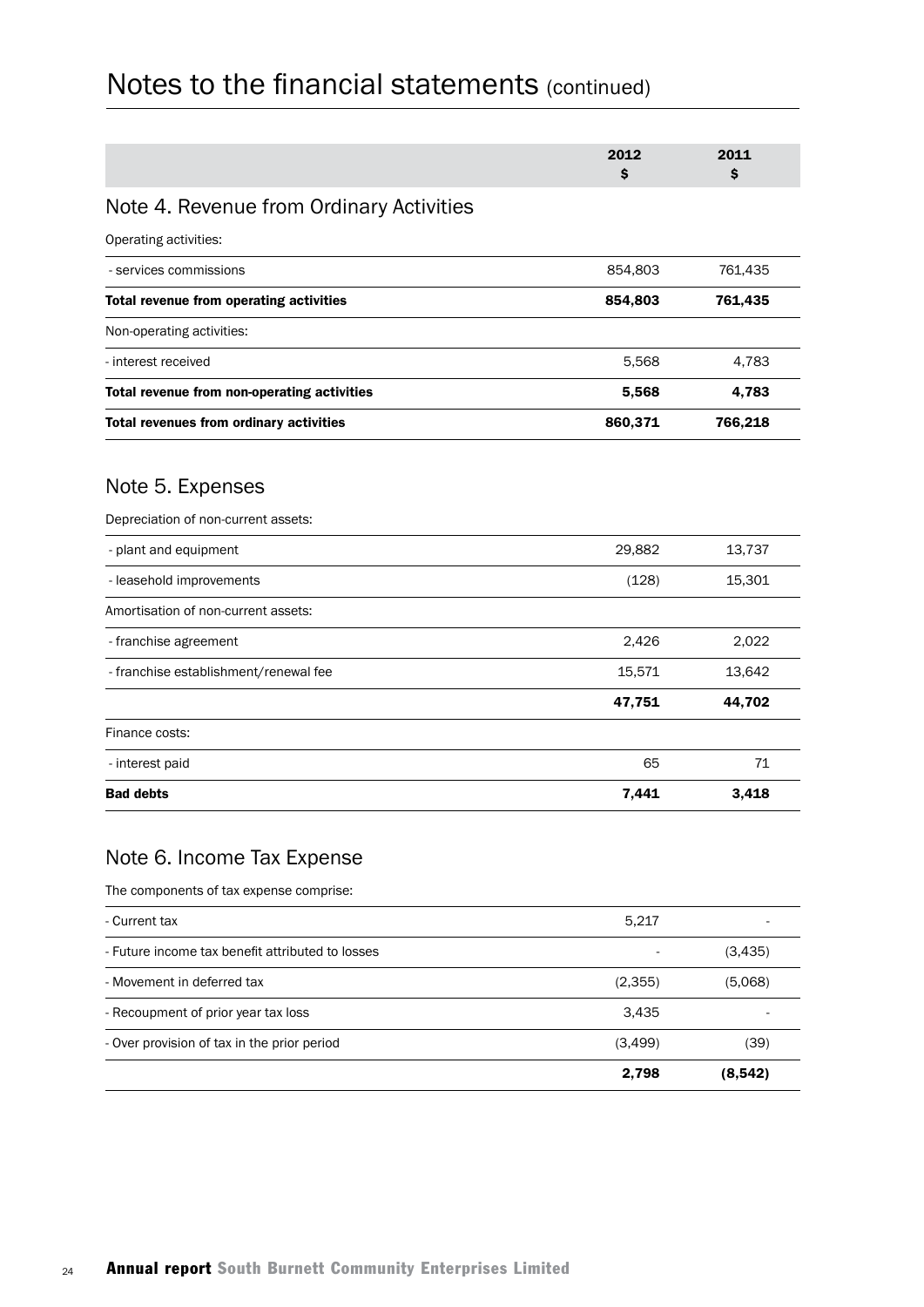# Notes to the financial statements (continued)

| | 2012<br>$ | 2011<br>$ |
|---|---|---|

## Note 4. Revenue from Ordinary Activities

| | 2012<br>$ | 2011<br>$ |
|---|---|---|
| Operating activities: | | |
| - services commissions | 854,803 | 761,435 |
| **Total revenue from operating activities** | **854,803** | **761,435** |
| Non-operating activities: | | |
| - interest received | 5,568 | 4,783 |
| **Total revenue from non-operating activities** | **5,568** | **4,783** |
| **Total revenues from ordinary activities** | **860,371** | **766,218** |

## Note 5. Expenses

| | 2012<br>$ | 2011<br>$ |
|---|---|---|
| Depreciation of non-current assets: | | |
| - plant and equipment | 29,882 | 13,737 |
| - leasehold improvements | (128) | 15,301 |
| Amortisation of non-current assets: | | |
| - franchise agreement | 2,426 | 2,022 |
| - franchise establishment/renewal fee | 15,571 | 13,642 |
| | **47,751** | **44,702** |
| Finance costs: | | |
| - interest paid | 65 | 71 |
| **Bad debts** | **7,441** | **3,418** |

## Note 6. Income Tax Expense

| | 2012<br>$ | 2011<br>$ |
|---|---|---|
| The components of tax expense comprise: | | |
| - Current tax | 5,217 | - |
| - Future income tax benefit attributed to losses | - | (3,435) |
| - Movement in deferred tax | (2,355) | (5,068) |
| - Recoupment of prior year tax loss | 3,435 | - |
| - Over provision of tax in the prior period | (3,499) | (39) |
| | **2,798** | **(8,542)** |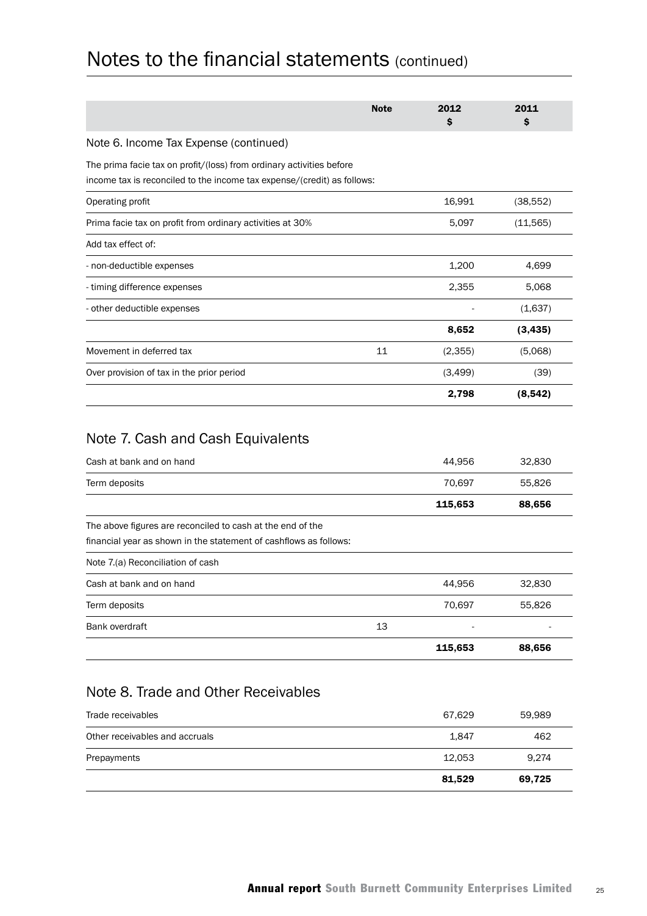# Notes to the financial statements (continued)

| | Note | 2012 $ | 2011 $ |
|---|---|---|---|
| **Note 6. Income Tax Expense (continued)** | | | |
| The prima facie tax on profit/(loss) from ordinary activities before income tax is reconciled to the income tax expense/(credit) as follows: | | | |
| Operating profit | | 16,991 | (38,552) |
| Prima facie tax on profit from ordinary activities at 30% | | 5,097 | (11,565) |
| Add tax effect of: | | | |
| - non-deductible expenses | | 1,200 | 4,699 |
| - timing difference expenses | | 2,355 | 5,068 |
| - other deductible expenses | | - | (1,637) |
| | | **8,652** | **(3,435)** |
| Movement in deferred tax | 11 | (2,355) | (5,068) |
| Over provision of tax in the prior period | | (3,499) | (39) |
| | | **2,798** | **(8,542)** |

## Note 7. Cash and Cash Equivalents

| | Note | 2012 $ | 2011 $ |
|---|---|---|---|
| Cash at bank and on hand | | 44,956 | 32,830 |
| Term deposits | | 70,697 | 55,826 |
| | | **115,653** | **88,656** |
| The above figures are reconciled to cash at the end of the financial year as shown in the statement of cashflows as follows: | | | |
| Note 7.(a) Reconciliation of cash | | | |
| Cash at bank and on hand | | 44,956 | 32,830 |
| Term deposits | | 70,697 | 55,826 |
| Bank overdraft | 13 | - | - |
| | | **115,653** | **88,656** |

## Note 8. Trade and Other Receivables

| | Note | 2012 $ | 2011 $ |
|---|---|---|---|
| Trade receivables | | 67,629 | 59,989 |
| Other receivables and accruals | | 1,847 | 462 |
| Prepayments | | 12,053 | 9,274 |
| | | **81,529** | **69,725** |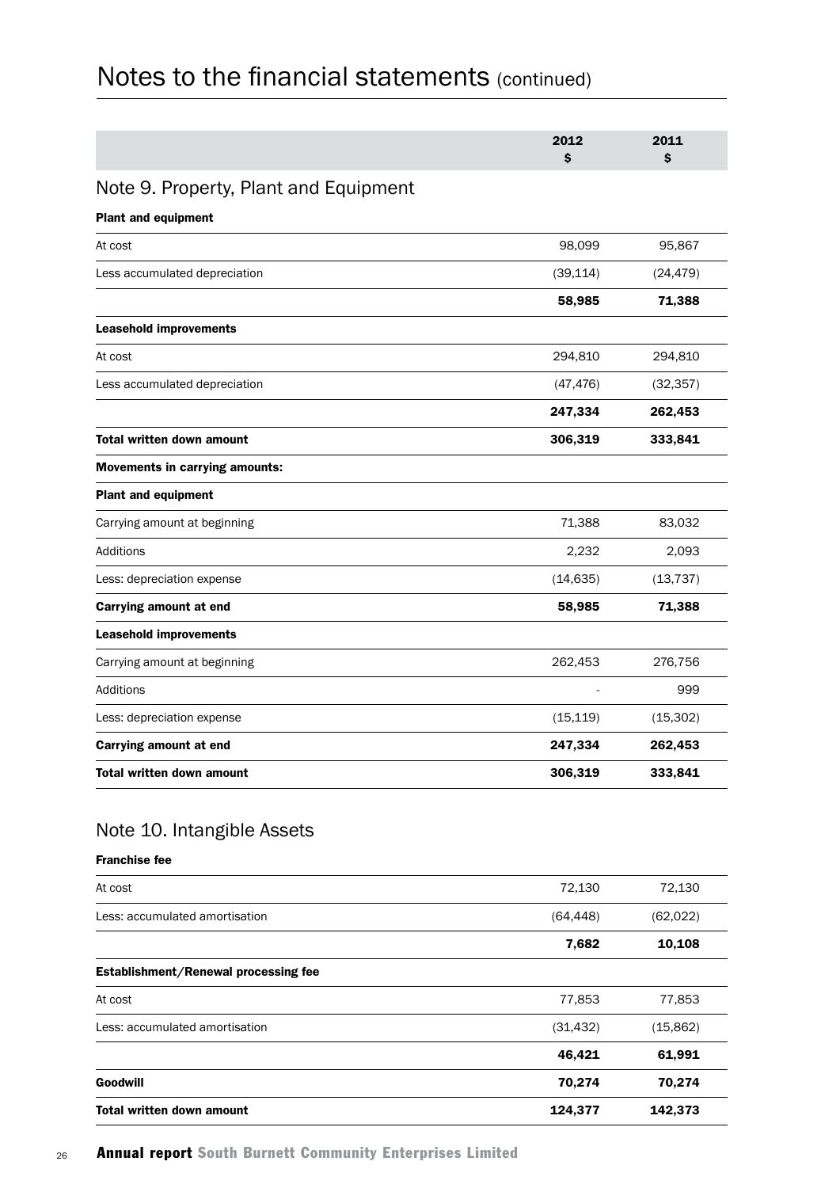# Notes to the financial statements (continued)

| | 2012<br>$ | 2011<br>$ |
|---|---|---|

## Note 9. Property, Plant and Equipment

| | 2012<br>$ | 2011<br>$ |
|---|---|---|
| **Plant and equipment** | | |
| At cost | 98,099 | 95,867 |
| Less accumulated depreciation | (39,114) | (24,479) |
| | **58,985** | **71,388** |
| **Leasehold improvements** | | |
| At cost | 294,810 | 294,810 |
| Less accumulated depreciation | (47,476) | (32,357) |
| | **247,334** | **262,453** |
| **Total written down amount** | **306,319** | **333,841** |
| **Movements in carrying amounts:** | | |
| **Plant and equipment** | | |
| Carrying amount at beginning | 71,388 | 83,032 |
| Additions | 2,232 | 2,093 |
| Less: depreciation expense | (14,635) | (13,737) |
| **Carrying amount at end** | **58,985** | **71,388** |
| **Leasehold improvements** | | |
| Carrying amount at beginning | 262,453 | 276,756 |
| Additions | - | 999 |
| Less: depreciation expense | (15,119) | (15,302) |
| **Carrying amount at end** | **247,334** | **262,453** |
| **Total written down amount** | **306,319** | **333,841** |

## Note 10. Intangible Assets

| | 2012<br>$ | 2011<br>$ |
|---|---|---|
| **Franchise fee** | | |
| At cost | 72,130 | 72,130 |
| Less: accumulated amortisation | (64,448) | (62,022) |
| | **7,682** | **10,108** |
| **Establishment/Renewal processing fee** | | |
| At cost | 77,853 | 77,853 |
| Less: accumulated amortisation | (31,432) | (15,862) |
| | **46,421** | **61,991** |
| **Goodwill** | **70,274** | **70,274** |
| **Total written down amount** | **124,377** | **142,373** |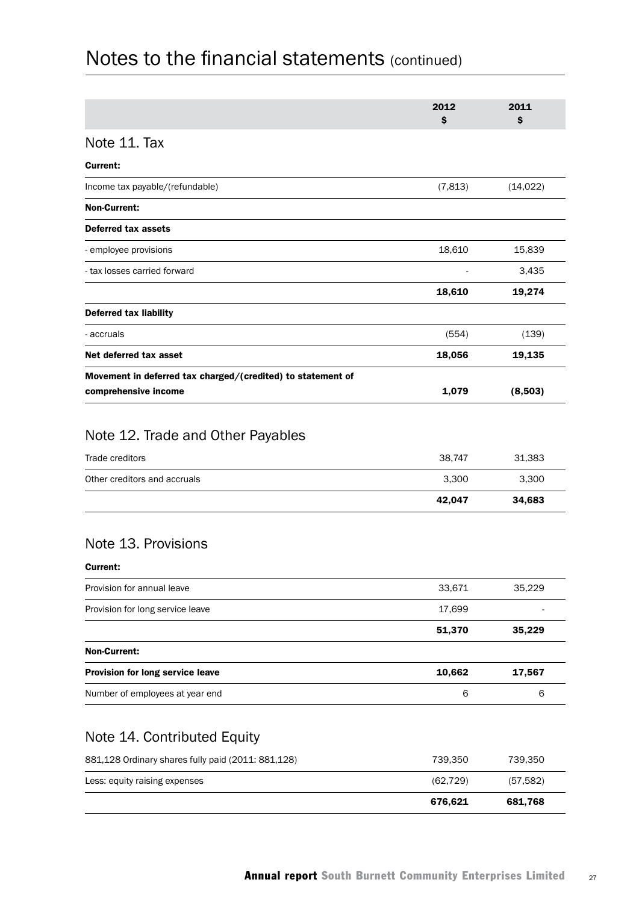# Notes to the financial statements (continued)

| | 2012 $ | 2011 $ |
|---|---|---|

## Note 11. Tax

| | 2012 $ | 2011 $ |
|---|---|---|
| **Current:** | | |
| Income tax payable/(refundable) | (7,813) | (14,022) |
| **Non-Current:** | | |
| **Deferred tax assets** | | |
| - employee provisions | 18,610 | 15,839 |
| - tax losses carried forward | - | 3,435 |
| | **18,610** | **19,274** |
| **Deferred tax liability** | | |
| - accruals | (554) | (139) |
| **Net deferred tax asset** | **18,056** | **19,135** |
| **Movement in deferred tax charged/(credited) to statement of comprehensive income** | **1,079** | **(8,503)** |

## Note 12. Trade and Other Payables

| | 2012 $ | 2011 $ |
|---|---|---|
| Trade creditors | 38,747 | 31,383 |
| Other creditors and accruals | 3,300 | 3,300 |
| | **42,047** | **34,683** |

## Note 13. Provisions

| | 2012 $ | 2011 $ |
|---|---|---|
| **Current:** | | |
| Provision for annual leave | 33,671 | 35,229 |
| Provision for long service leave | 17,699 | - |
| | **51,370** | **35,229** |
| **Non-Current:** | | |
| **Provision for long service leave** | **10,662** | **17,567** |
| Number of employees at year end | 6 | 6 |

## Note 14. Contributed Equity

| | 2012 $ | 2011 $ |
|---|---|---|
| 881,128 Ordinary shares fully paid (2011: 881,128) | 739,350 | 739,350 |
| Less: equity raising expenses | (62,729) | (57,582) |
| | **676,621** | **681,768** |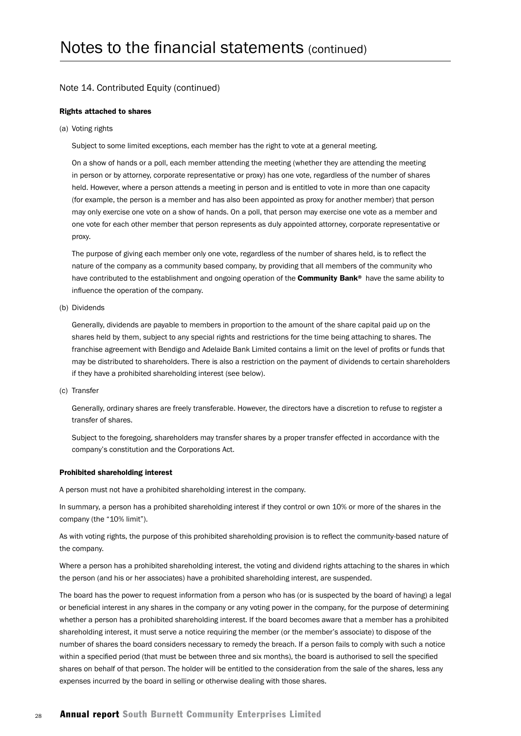# Notes to the financial statements (continued)

## Note 14. Contributed Equity (continued)

**Rights attached to shares**

(a) Voting rights

Subject to some limited exceptions, each member has the right to vote at a general meeting.

On a show of hands or a poll, each member attending the meeting (whether they are attending the meeting in person or by attorney, corporate representative or proxy) has one vote, regardless of the number of shares held. However, where a person attends a meeting in person and is entitled to vote in more than one capacity (for example, the person is a member and has also been appointed as proxy for another member) that person may only exercise one vote on a show of hands. On a poll, that person may exercise one vote as a member and one vote for each other member that person represents as duly appointed attorney, corporate representative or proxy.

The purpose of giving each member only one vote, regardless of the number of shares held, is to reflect the nature of the company as a community based company, by providing that all members of the community who have contributed to the establishment and ongoing operation of the **Community Bank®** have the same ability to influence the operation of the company.

(b) Dividends

Generally, dividends are payable to members in proportion to the amount of the share capital paid up on the shares held by them, subject to any special rights and restrictions for the time being attaching to shares. The franchise agreement with Bendigo and Adelaide Bank Limited contains a limit on the level of profits or funds that may be distributed to shareholders. There is also a restriction on the payment of dividends to certain shareholders if they have a prohibited shareholding interest (see below).

(c) Transfer

Generally, ordinary shares are freely transferable. However, the directors have a discretion to refuse to register a transfer of shares.

Subject to the foregoing, shareholders may transfer shares by a proper transfer effected in accordance with the company's constitution and the Corporations Act.

**Prohibited shareholding interest**

A person must not have a prohibited shareholding interest in the company.

In summary, a person has a prohibited shareholding interest if they control or own 10% or more of the shares in the company (the "10% limit").

As with voting rights, the purpose of this prohibited shareholding provision is to reflect the community-based nature of the company.

Where a person has a prohibited shareholding interest, the voting and dividend rights attaching to the shares in which the person (and his or her associates) have a prohibited shareholding interest, are suspended.

The board has the power to request information from a person who has (or is suspected by the board of having) a legal or beneficial interest in any shares in the company or any voting power in the company, for the purpose of determining whether a person has a prohibited shareholding interest. If the board becomes aware that a member has a prohibited shareholding interest, it must serve a notice requiring the member (or the member's associate) to dispose of the number of shares the board considers necessary to remedy the breach. If a person fails to comply with such a notice within a specified period (that must be between three and six months), the board is authorised to sell the specified shares on behalf of that person. The holder will be entitled to the consideration from the sale of the shares, less any expenses incurred by the board in selling or otherwise dealing with those shares.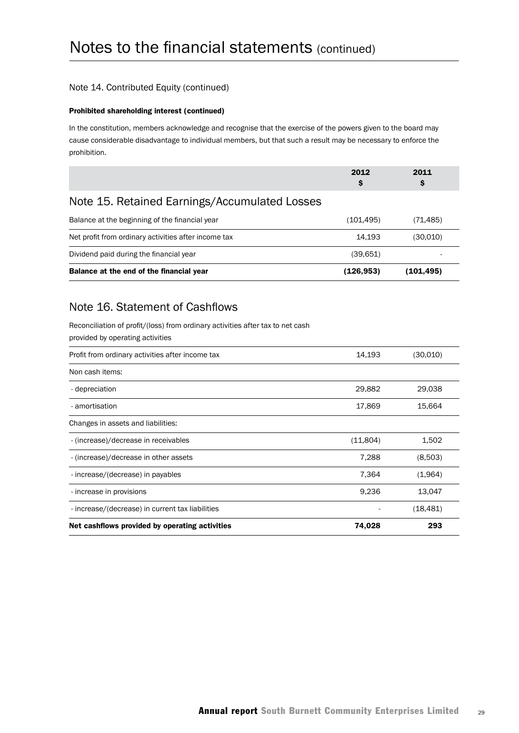# Notes to the financial statements (continued)

## Note 14. Contributed Equity (continued)

**Prohibited shareholding interest (continued)**

In the constitution, members acknowledge and recognise that the exercise of the powers given to the board may cause considerable disadvantage to individual members, but that such a result may be necessary to enforce the prohibition.

## Note 15. Retained Earnings/Accumulated Losses

| | 2012 $ | 2011 $ |
|---|---|---|
| Balance at the beginning of the financial year | (101,495) | (71,485) |
| Net profit from ordinary activities after income tax | 14,193 | (30,010) |
| Dividend paid during the financial year | (39,651) | - |
| **Balance at the end of the financial year** | **(126,953)** | **(101,495)** |

## Note 16. Statement of Cashflows

Reconciliation of profit/(loss) from ordinary activities after tax to net cash provided by operating activities

| | 2012 $ | 2011 $ |
|---|---|---|
| Profit from ordinary activities after income tax | 14,193 | (30,010) |
| Non cash items: | | |
| - depreciation | 29,882 | 29,038 |
| - amortisation | 17,869 | 15,664 |
| Changes in assets and liabilities: | | |
| - (increase)/decrease in receivables | (11,804) | 1,502 |
| - (increase)/decrease in other assets | 7,288 | (8,503) |
| - increase/(decrease) in payables | 7,364 | (1,964) |
| - increase in provisions | 9,236 | 13,047 |
| - increase/(decrease) in current tax liabilities | - | (18,481) |
| **Net cashflows provided by operating activities** | **74,028** | **293** |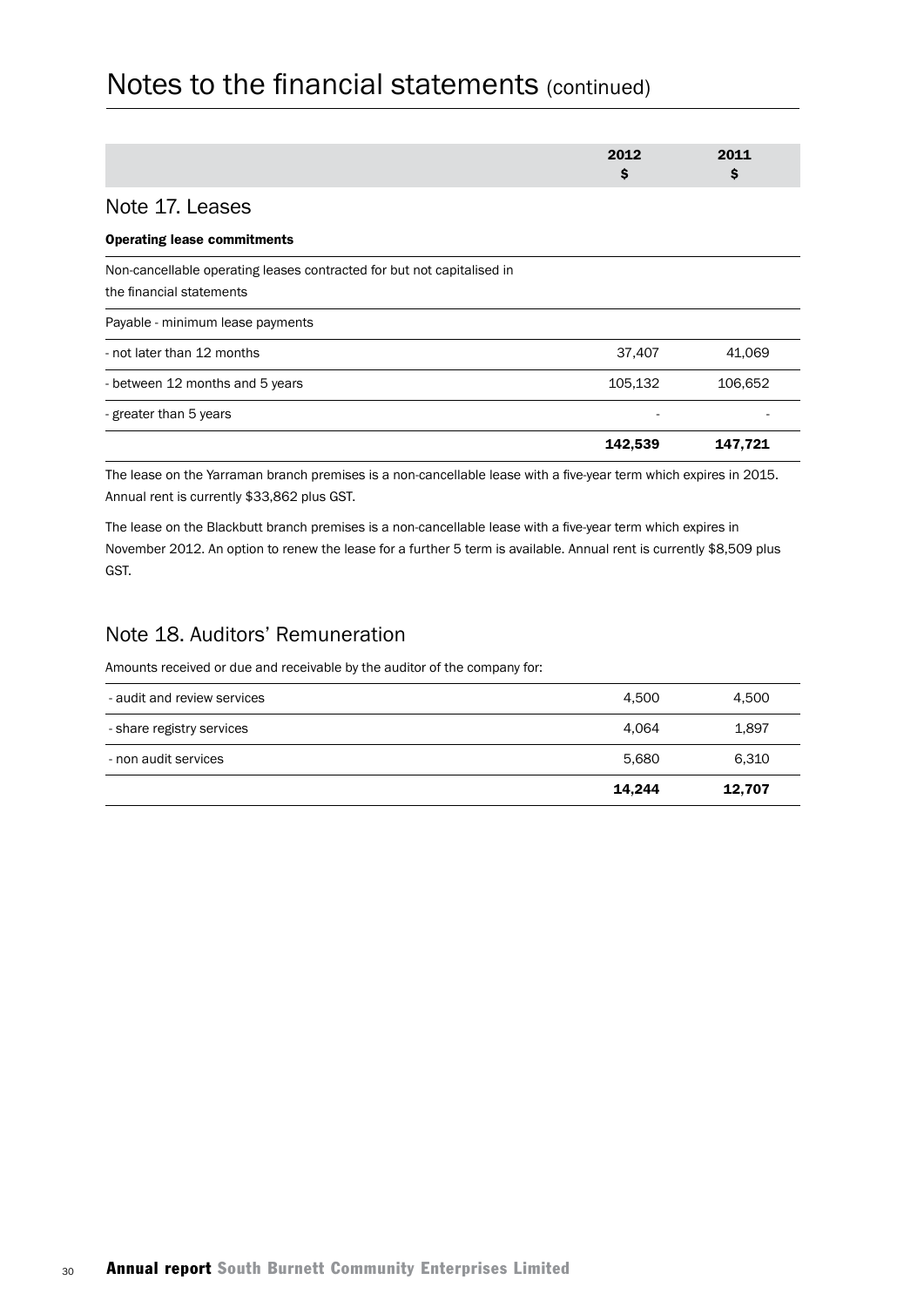# Notes to the financial statements (continued)

## Note 17. Leases

**Operating lease commitments**

| | 2012 $ | 2011 $ |
|---|---|---|
| Non-cancellable operating leases contracted for but not capitalised in the financial statements | | |
| Payable - minimum lease payments | | |
| - not later than 12 months | 37,407 | 41,069 |
| - between 12 months and 5 years | 105,132 | 106,652 |
| - greater than 5 years | - | - |
| | **142,539** | **147,721** |

The lease on the Yarraman branch premises is a non-cancellable lease with a five-year term which expires in 2015. Annual rent is currently $33,862 plus GST.

The lease on the Blackbutt branch premises is a non-cancellable lease with a five-year term which expires in November 2012. An option to renew the lease for a further 5 term is available. Annual rent is currently $8,509 plus GST.

## Note 18. Auditors' Remuneration

Amounts received or due and receivable by the auditor of the company for:

| | 2012 $ | 2011 $ |
|---|---|---|
| - audit and review services | 4,500 | 4,500 |
| - share registry services | 4,064 | 1,897 |
| - non audit services | 5,680 | 6,310 |
| | **14,244** | **12,707** |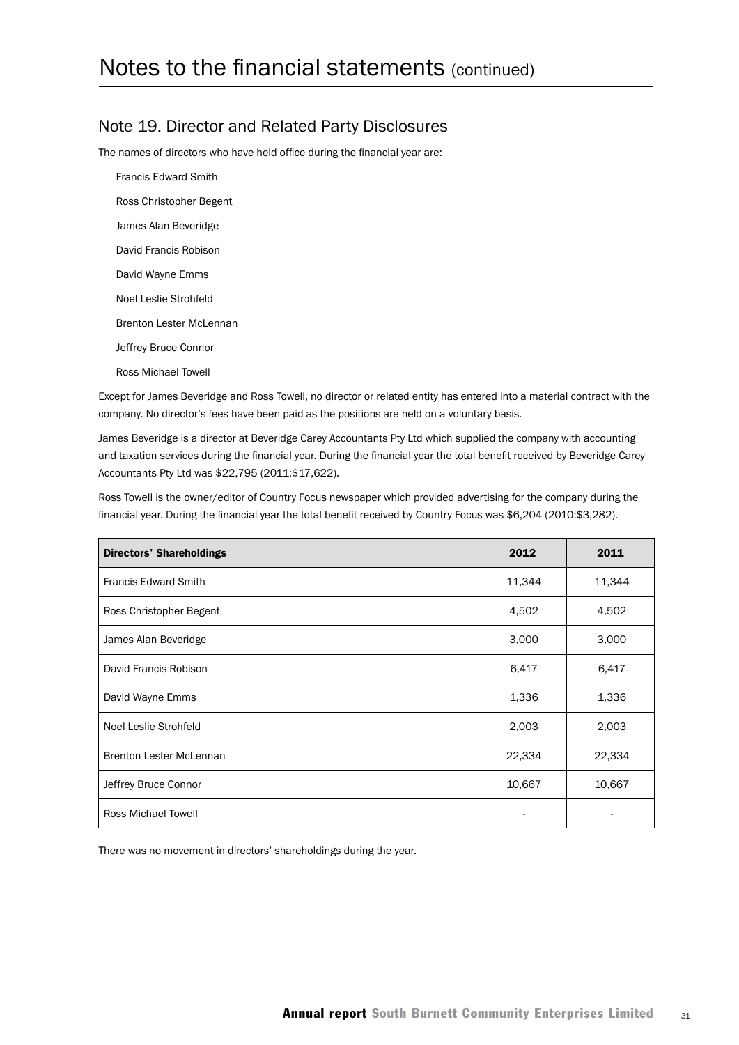# Notes to the financial statements (continued)

## Note 19. Director and Related Party Disclosures

The names of directors who have held office during the financial year are:

Francis Edward Smith

Ross Christopher Begent

James Alan Beveridge

David Francis Robison

David Wayne Emms

Noel Leslie Strohfeld

Brenton Lester McLennan

Jeffrey Bruce Connor

Ross Michael Towell

Except for James Beveridge and Ross Towell, no director or related entity has entered into a material contract with the company. No director's fees have been paid as the positions are held on a voluntary basis.

James Beveridge is a director at Beveridge Carey Accountants Pty Ltd which supplied the company with accounting and taxation services during the financial year. During the financial year the total benefit received by Beveridge Carey Accountants Pty Ltd was $22,795 (2011:$17,622).

Ross Towell is the owner/editor of Country Focus newspaper which provided advertising for the company during the financial year. During the financial year the total benefit received by Country Focus was $6,204 (2010:$3,282).

| Directors' Shareholdings | 2012 | 2011 |
|---|---|---|
| Francis Edward Smith | 11,344 | 11,344 |
| Ross Christopher Begent | 4,502 | 4,502 |
| James Alan Beveridge | 3,000 | 3,000 |
| David Francis Robison | 6,417 | 6,417 |
| David Wayne Emms | 1,336 | 1,336 |
| Noel Leslie Strohfeld | 2,003 | 2,003 |
| Brenton Lester McLennan | 22,334 | 22,334 |
| Jeffrey Bruce Connor | 10,667 | 10,667 |
| Ross Michael Towell | - | - |

There was no movement in directors' shareholdings during the year.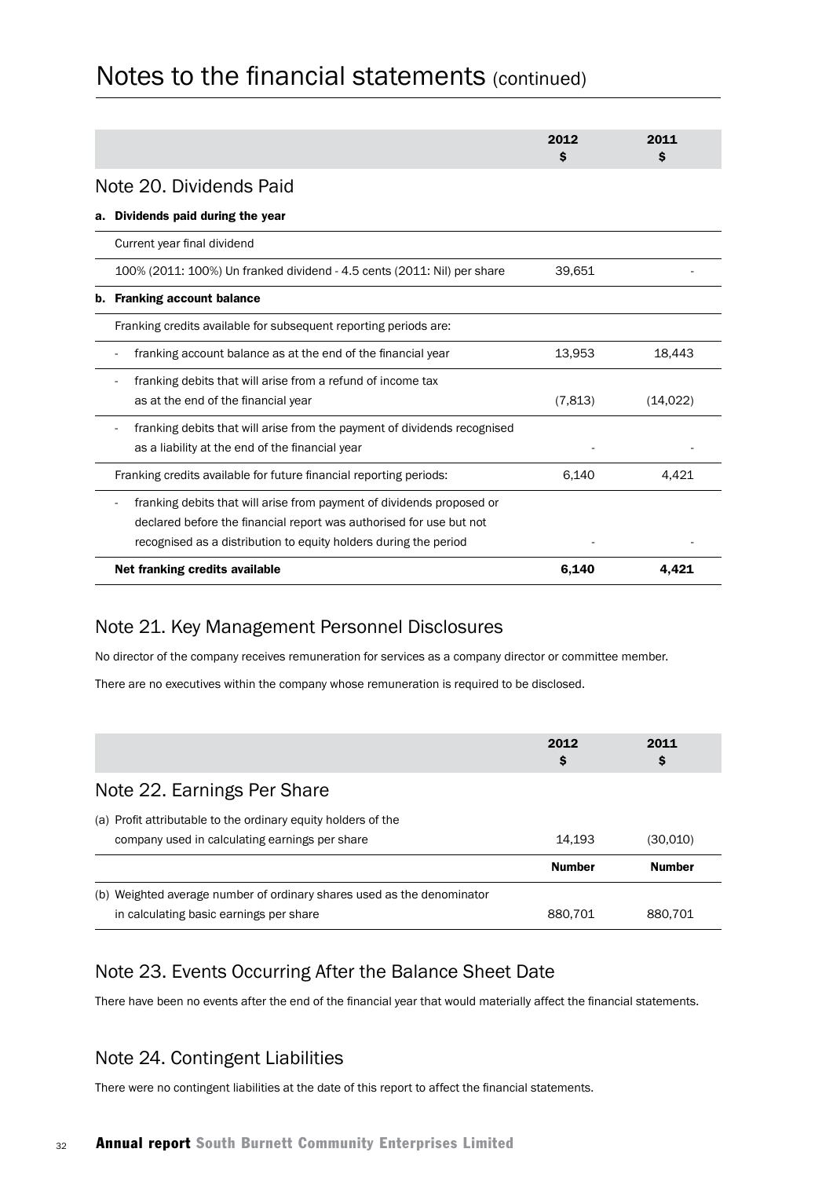# Notes to the financial statements (continued)

| | 2012 $ | 2011 $ |
|---|---|---|
| **Note 20. Dividends Paid** | | |
| **a. Dividends paid during the year** | | |
| Current year final dividend | | |
| 100% (2011: 100%) Un franked dividend - 4.5 cents (2011: Nil) per share | 39,651 | - |
| **b. Franking account balance** | | |
| Franking credits available for subsequent reporting periods are: | | |
| - franking account balance as at the end of the financial year | 13,953 | 18,443 |
| - franking debits that will arise from a refund of income tax as at the end of the financial year | (7,813) | (14,022) |
| - franking debits that will arise from the payment of dividends recognised as a liability at the end of the financial year | - | - |
| Franking credits available for future financial reporting periods: | 6,140 | 4,421 |
| - franking debits that will arise from payment of dividends proposed or declared before the financial report was authorised for use but not recognised as a distribution to equity holders during the period | - | - |
| **Net franking credits available** | **6,140** | **4,421** |

## Note 21. Key Management Personnel Disclosures

No director of the company receives remuneration for services as a company director or committee member.

There are no executives within the company whose remuneration is required to be disclosed.

| | 2012 $ | 2011 $ |
|---|---|---|
| **Note 22. Earnings Per Share** | | |
| (a) Profit attributable to the ordinary equity holders of the company used in calculating earnings per share | 14,193 | (30,010) |
| | **Number** | **Number** |
| (b) Weighted average number of ordinary shares used as the denominator in calculating basic earnings per share | 880,701 | 880,701 |

## Note 23. Events Occurring After the Balance Sheet Date

There have been no events after the end of the financial year that would materially affect the financial statements.

## Note 24. Contingent Liabilities

There were no contingent liabilities at the date of this report to affect the financial statements.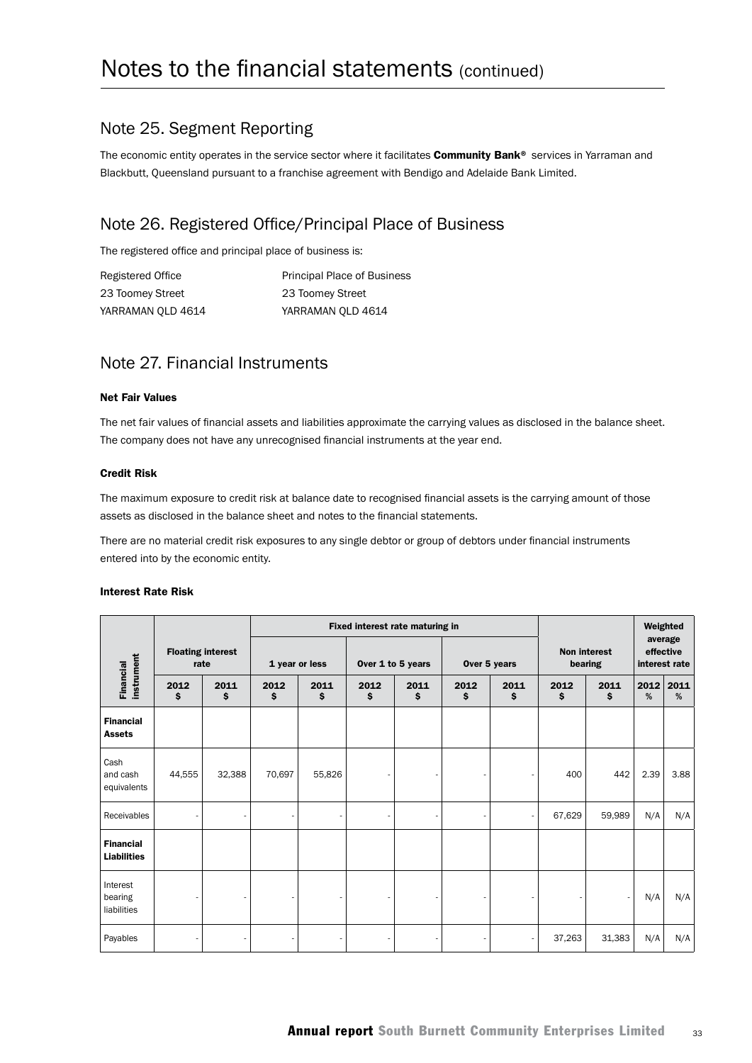# Notes to the financial statements (continued)

## Note 25. Segment Reporting

The economic entity operates in the service sector where it facilitates **Community Bank®** services in Yarraman and Blackbutt, Queensland pursuant to a franchise agreement with Bendigo and Adelaide Bank Limited.

## Note 26. Registered Office/Principal Place of Business

The registered office and principal place of business is:

| Registered Office | Principal Place of Business |
|---|---|
| 23 Toomey Street | 23 Toomey Street |
| YARRAMAN QLD 4614 | YARRAMAN QLD 4614 |

## Note 27. Financial Instruments

**Net Fair Values**

The net fair values of financial assets and liabilities approximate the carrying values as disclosed in the balance sheet. The company does not have any unrecognised financial instruments at the year end.

**Credit Risk**

The maximum exposure to credit risk at balance date to recognised financial assets is the carrying amount of those assets as disclosed in the balance sheet and notes to the financial statements.

There are no material credit risk exposures to any single debtor or group of debtors under financial instruments entered into by the economic entity.

**Interest Rate Risk**

| Financial instrument | Floating interest rate | | Fixed interest rate maturing in | | | | | | Non interest bearing | | Weighted average effective interest rate | |
|---|---|---|---|---|---|---|---|---|---|---|---|---|
| | | | 1 year or less | | Over 1 to 5 years | | Over 5 years | | | | | |
| | 2012 $ | 2011 $ | 2012 $ | 2011 $ | 2012 $ | 2011 $ | 2012 $ | 2011 $ | 2012 $ | 2011 $ | 2012 % | 2011 % |
| **Financial Assets** | | | | | | | | | | | | |
| Cash and cash equivalents | 44,555 | 32,388 | 70,697 | 55,826 | - | - | - | - | 400 | 442 | 2.39 | 3.88 |
| Receivables | - | - | - | - | - | - | - | - | 67,629 | 59,989 | N/A | N/A |
| **Financial Liabilities** | | | | | | | | | | | | |
| Interest bearing liabilities | - | - | - | - | - | - | - | - | - | - | N/A | N/A |
| Payables | - | - | - | - | - | - | - | - | 37,263 | 31,383 | N/A | N/A |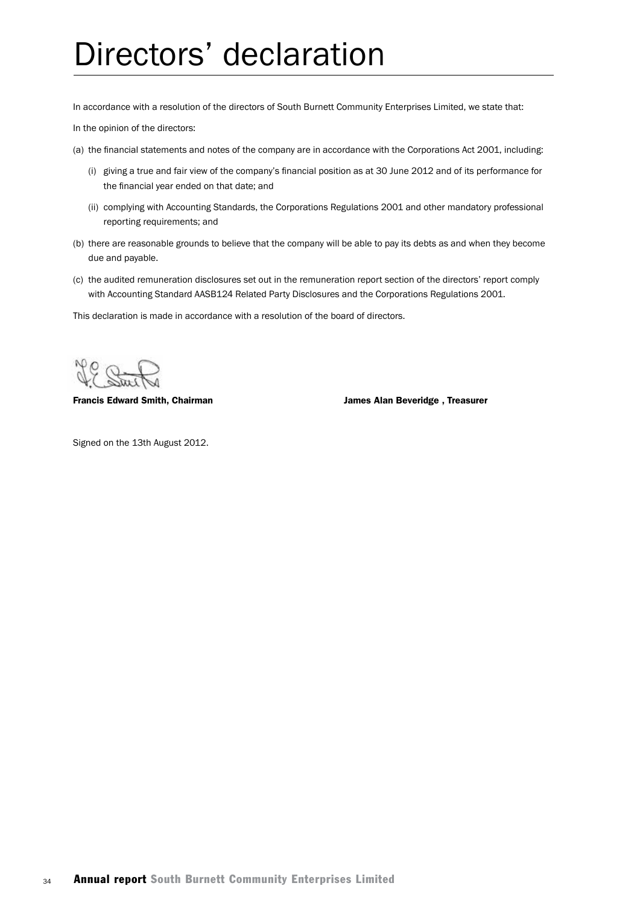# Directors' declaration

In accordance with a resolution of the directors of South Burnett Community Enterprises Limited, we state that:

In the opinion of the directors:

(a) the financial statements and notes of the company are in accordance with the Corporations Act 2001, including:

(i) giving a true and fair view of the company's financial position as at 30 June 2012 and of its performance for the financial year ended on that date; and

(ii) complying with Accounting Standards, the Corporations Regulations 2001 and other mandatory professional reporting requirements; and

(b) there are reasonable grounds to believe that the company will be able to pay its debts as and when they become due and payable.

(c) the audited remuneration disclosures set out in the remuneration report section of the directors' report comply with Accounting Standard AASB124 Related Party Disclosures and the Corporations Regulations 2001.

This declaration is made in accordance with a resolution of the board of directors.

**Francis Edward Smith, Chairman**

**James Alan Beveridge , Treasurer**

Signed on the 13th August 2012.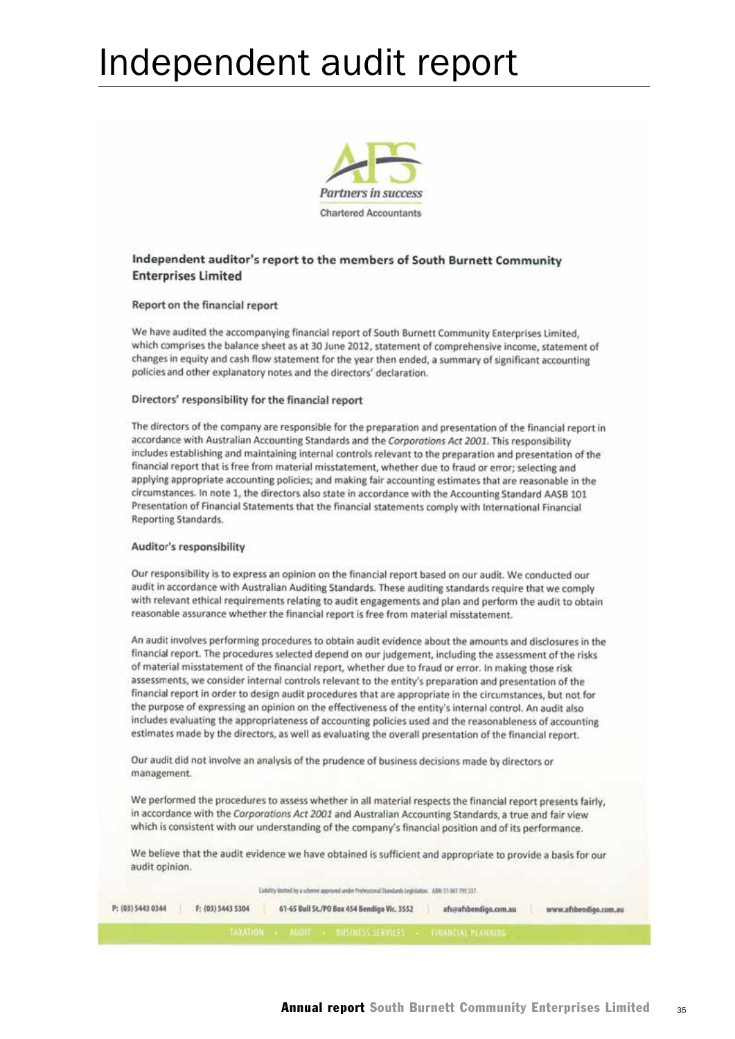# Independent audit report

Partners in success

Chartered Accountants

## Independent auditor's report to the members of South Burnett Community Enterprises Limited

### Report on the financial report

We have audited the accompanying financial report of South Burnett Community Enterprises Limited, which comprises the balance sheet as at 30 June 2012, statement of comprehensive income, statement of changes in equity and cash flow statement for the year then ended, a summary of significant accounting policies and other explanatory notes and the directors' declaration.

### Directors' responsibility for the financial report

The directors of the company are responsible for the preparation and presentation of the financial report in accordance with Australian Accounting Standards and the *Corporations Act 2001*. This responsibility includes establishing and maintaining internal controls relevant to the preparation and presentation of the financial report that is free from material misstatement, whether due to fraud or error; selecting and applying appropriate accounting policies; and making fair accounting estimates that are reasonable in the circumstances. In note 1, the directors also state in accordance with the Accounting Standard AASB 101 Presentation of Financial Statements that the financial statements comply with International Financial Reporting Standards.

### Auditor's responsibility

Our responsibility is to express an opinion on the financial report based on our audit. We conducted our audit in accordance with Australian Auditing Standards. These auditing standards require that we comply with relevant ethical requirements relating to audit engagements and plan and perform the audit to obtain reasonable assurance whether the financial report is free from material misstatement.

An audit involves performing procedures to obtain audit evidence about the amounts and disclosures in the financial report. The procedures selected depend on our judgement, including the assessment of the risks of material misstatement of the financial report, whether due to fraud or error. In making those risk assessments, we consider internal controls relevant to the entity's preparation and presentation of the financial report in order to design audit procedures that are appropriate in the circumstances, but not for the purpose of expressing an opinion on the effectiveness of the entity's internal control. An audit also includes evaluating the appropriateness of accounting policies used and the reasonableness of accounting estimates made by the directors, as well as evaluating the overall presentation of the financial report.

Our audit did not involve an analysis of the prudence of business decisions made by directors or management.

We performed the procedures to assess whether in all material respects the financial report presents fairly, in accordance with the *Corporations Act 2001* and Australian Accounting Standards, a true and fair view which is consistent with our understanding of the company's financial position and of its performance.

We believe that the audit evidence we have obtained is sufficient and appropriate to provide a basis for our audit opinion.

Liability limited by a scheme approved under Professional Standards Legislation. ABN 51 061 795 337.

P: (03) 5443 0344 | F: (03) 5443 5304 | 61-65 Bull St./PO Box 454 Bendigo Vic. 3552 | afs@afsbendigo.com.au | www.afsbendigo.com.au

TAXATION • AUDIT • BUSINESS SERVICES • FINANCIAL PLANNING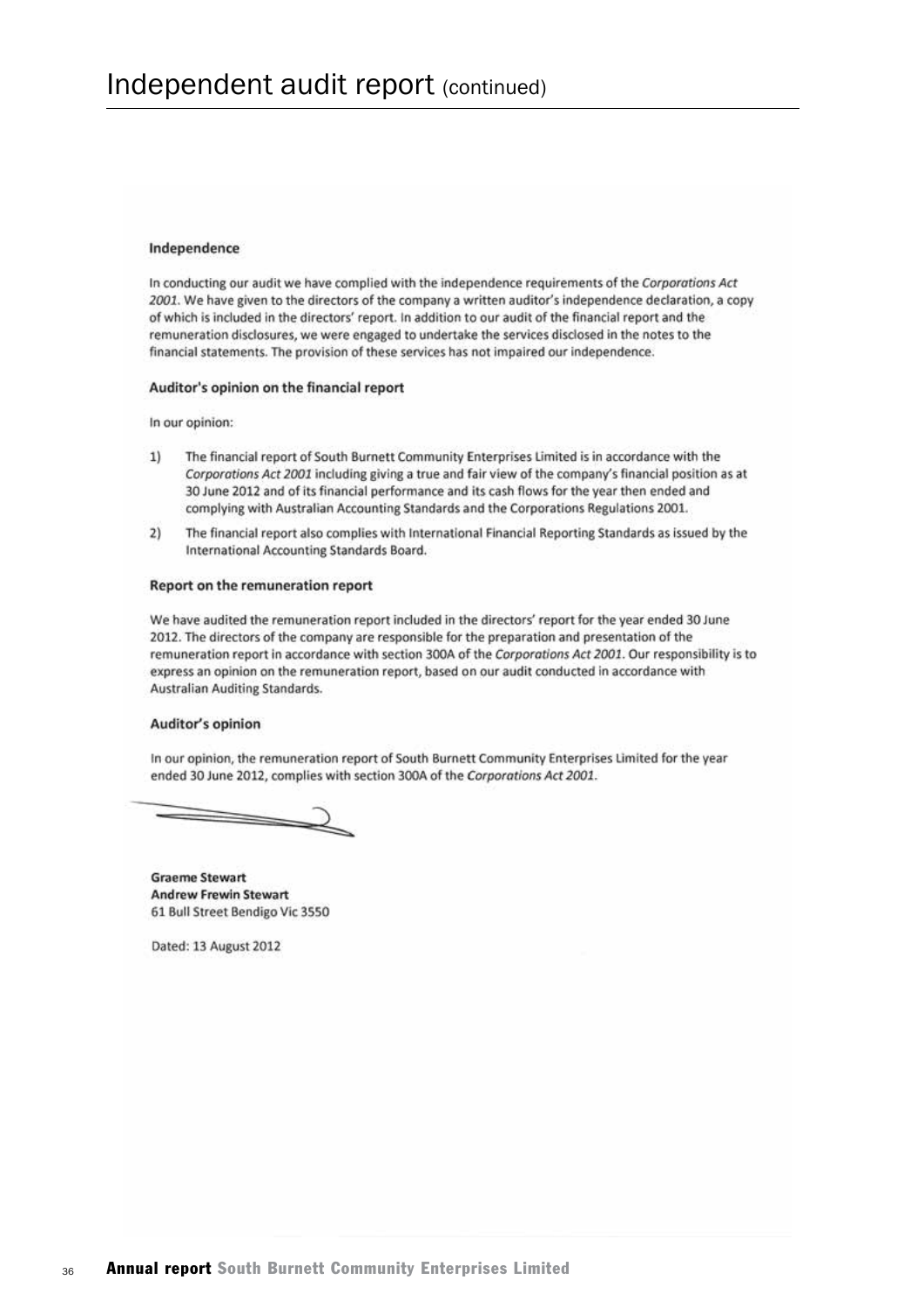# Independent audit report (continued)

### Independence

In conducting our audit we have complied with the independence requirements of the *Corporations Act 2001*. We have given to the directors of the company a written auditor's independence declaration, a copy of which is included in the directors' report. In addition to our audit of the financial report and the remuneration disclosures, we were engaged to undertake the services disclosed in the notes to the financial statements. The provision of these services has not impaired our independence.

### Auditor's opinion on the financial report

In our opinion:

1) The financial report of South Burnett Community Enterprises Limited is in accordance with the *Corporations Act 2001* including giving a true and fair view of the company's financial position as at 30 June 2012 and of its financial performance and its cash flows for the year then ended and complying with Australian Accounting Standards and the Corporations Regulations 2001.

2) The financial report also complies with International Financial Reporting Standards as issued by the International Accounting Standards Board.

### Report on the remuneration report

We have audited the remuneration report included in the directors' report for the year ended 30 June 2012. The directors of the company are responsible for the preparation and presentation of the remuneration report in accordance with section 300A of the *Corporations Act 2001*. Our responsibility is to express an opinion on the remuneration report, based on our audit conducted in accordance with Australian Auditing Standards.

### Auditor's opinion

In our opinion, the remuneration report of South Burnett Community Enterprises Limited for the year ended 30 June 2012, complies with section 300A of the *Corporations Act 2001*.

**Graeme Stewart**
**Andrew Frewin Stewart**
61 Bull Street Bendigo Vic 3550

Dated: 13 August 2012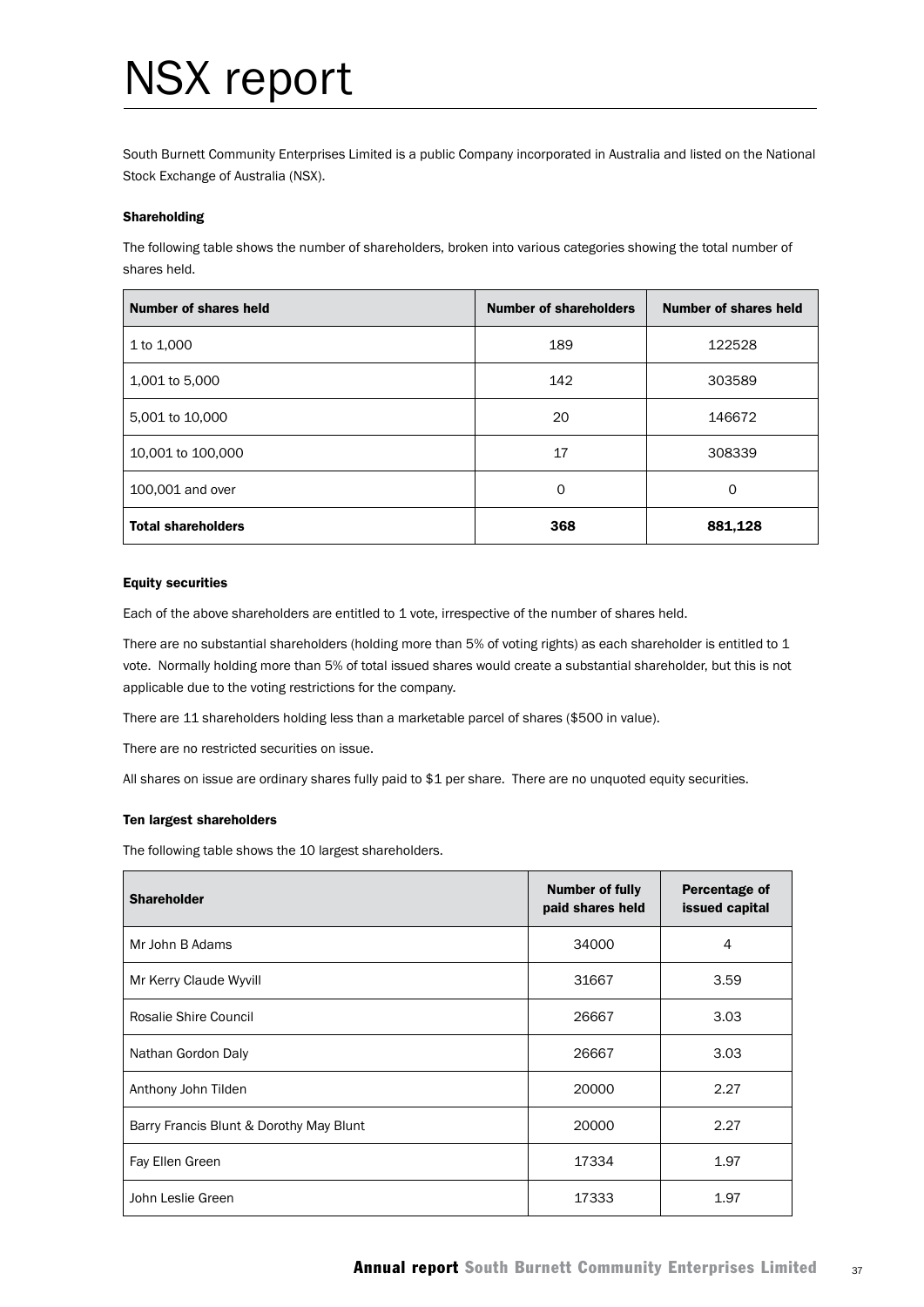# NSX report

South Burnett Community Enterprises Limited is a public Company incorporated in Australia and listed on the National Stock Exchange of Australia (NSX).

#### Shareholding

The following table shows the number of shareholders, broken into various categories showing the total number of shares held.

| Number of shares held | Number of shareholders | Number of shares held |
|---|---|---|
| 1 to 1,000 | 189 | 122528 |
| 1,001 to 5,000 | 142 | 303589 |
| 5,001 to 10,000 | 20 | 146672 |
| 10,001 to 100,000 | 17 | 308339 |
| 100,001 and over | 0 | 0 |
| **Total shareholders** | **368** | **881,128** |

#### Equity securities

Each of the above shareholders are entitled to 1 vote, irrespective of the number of shares held.

There are no substantial shareholders (holding more than 5% of voting rights) as each shareholder is entitled to 1 vote. Normally holding more than 5% of total issued shares would create a substantial shareholder, but this is not applicable due to the voting restrictions for the company.

There are 11 shareholders holding less than a marketable parcel of shares ($500 in value).

There are no restricted securities on issue.

All shares on issue are ordinary shares fully paid to $1 per share. There are no unquoted equity securities.

#### Ten largest shareholders

The following table shows the 10 largest shareholders.

| Shareholder | Number of fully paid shares held | Percentage of issued capital |
|---|---|---|
| Mr John B Adams | 34000 | 4 |
| Mr Kerry Claude Wyvill | 31667 | 3.59 |
| Rosalie Shire Council | 26667 | 3.03 |
| Nathan Gordon Daly | 26667 | 3.03 |
| Anthony John Tilden | 20000 | 2.27 |
| Barry Francis Blunt & Dorothy May Blunt | 20000 | 2.27 |
| Fay Ellen Green | 17334 | 1.97 |
| John Leslie Green | 17333 | 1.97 |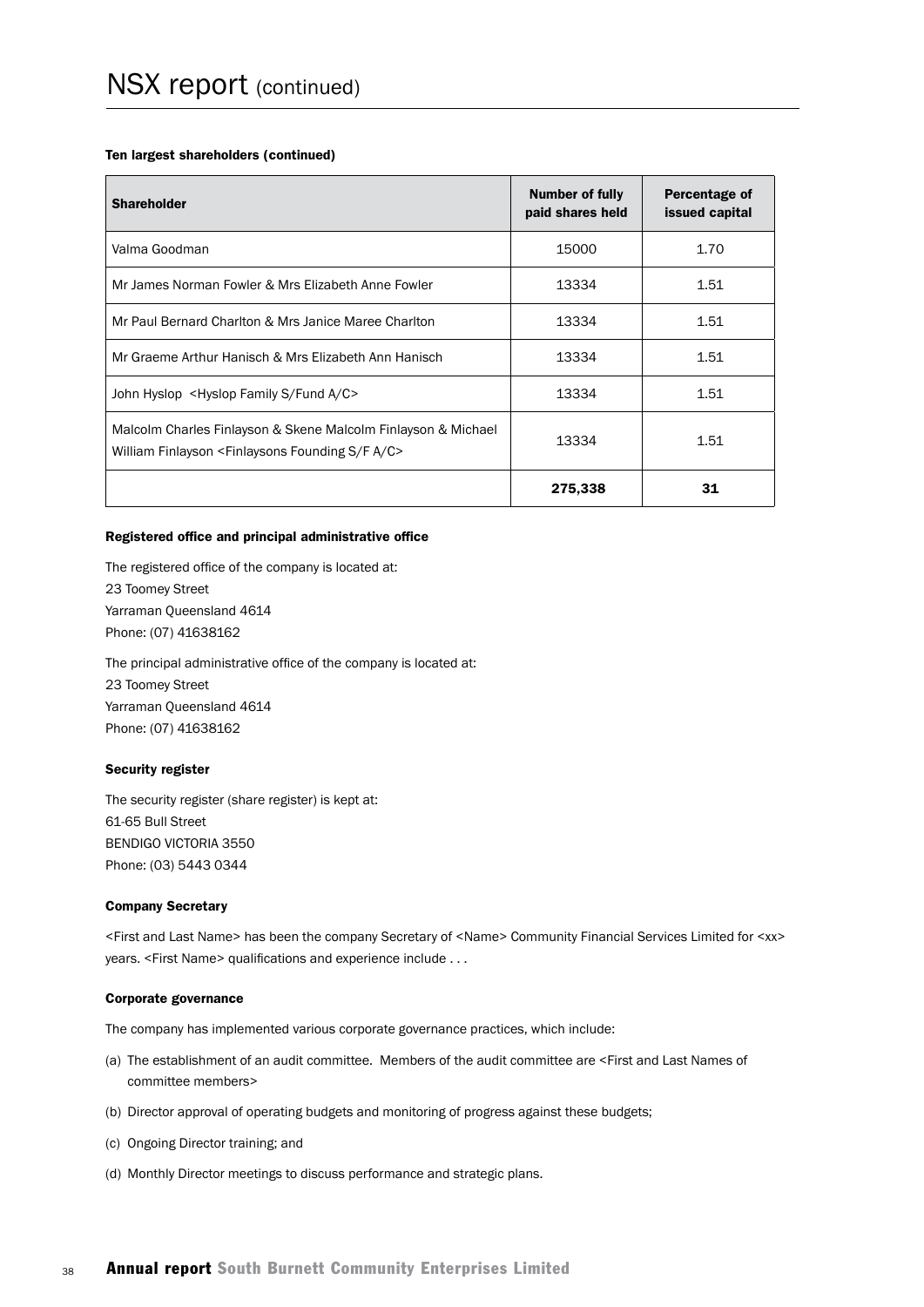# NSX report (continued)

#### Ten largest shareholders (continued)

| Shareholder | Number of fully paid shares held | Percentage of issued capital |
|---|---|---|
| Valma Goodman | 15000 | 1.70 |
| Mr James Norman Fowler & Mrs Elizabeth Anne Fowler | 13334 | 1.51 |
| Mr Paul Bernard Charlton & Mrs Janice Maree Charlton | 13334 | 1.51 |
| Mr Graeme Arthur Hanisch & Mrs Elizabeth Ann Hanisch | 13334 | 1.51 |
| John Hyslop <Hyslop Family S/Fund A/C> | 13334 | 1.51 |
| Malcolm Charles Finlayson & Skene Malcolm Finlayson & Michael William Finlayson <Finlaysons Founding S/F A/C> | 13334 | 1.51 |
| | **275,338** | **31** |

#### Registered office and principal administrative office

The registered office of the company is located at:
23 Toomey Street
Yarraman Queensland 4614
Phone: (07) 41638162

The principal administrative office of the company is located at:
23 Toomey Street
Yarraman Queensland 4614
Phone: (07) 41638162

#### Security register

The security register (share register) is kept at:
61-65 Bull Street
BENDIGO VICTORIA 3550
Phone: (03) 5443 0344

#### Company Secretary

<First and Last Name> has been the company Secretary of <Name> Community Financial Services Limited for <xx> years. <First Name> qualifications and experience include . . .

#### Corporate governance

The company has implemented various corporate governance practices, which include:

(a) The establishment of an audit committee. Members of the audit committee are <First and Last Names of committee members>

(b) Director approval of operating budgets and monitoring of progress against these budgets;

(c) Ongoing Director training; and

(d) Monthly Director meetings to discuss performance and strategic plans.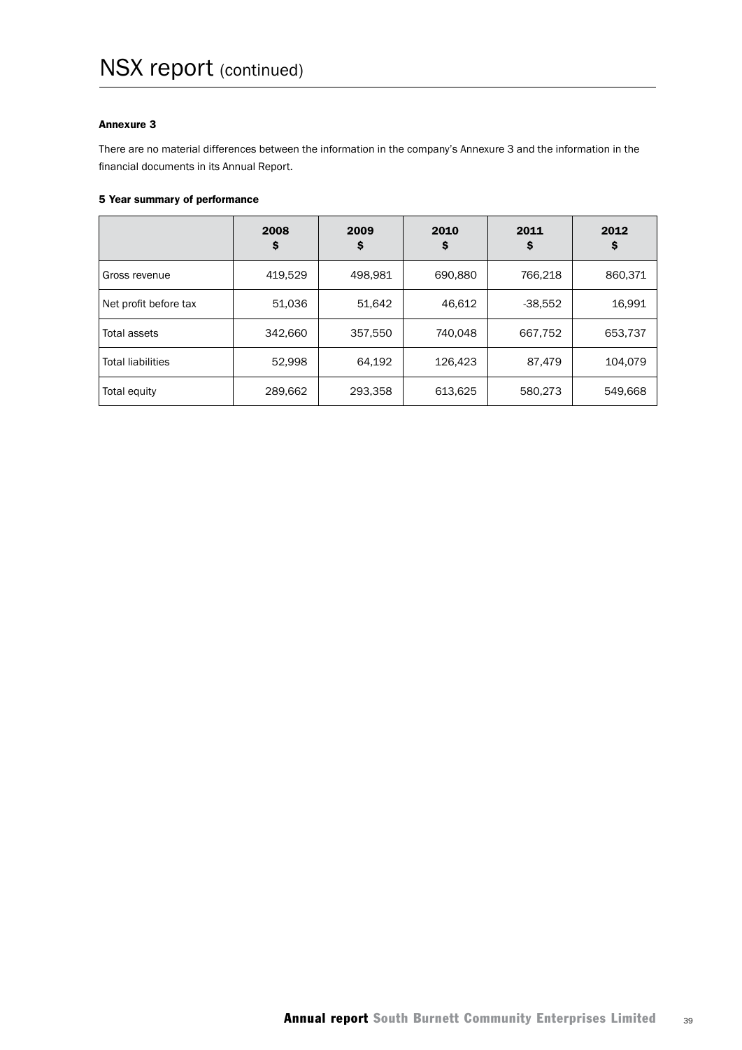# NSX report (continued)

**Annexure 3**

There are no material differences between the information in the company's Annexure 3 and the information in the financial documents in its Annual Report.

**5 Year summary of performance**

| | 2008 $ | 2009 $ | 2010 $ | 2011 $ | 2012 $ |
|---|---|---|---|---|---|
| Gross revenue | 419,529 | 498,981 | 690,880 | 766,218 | 860,371 |
| Net profit before tax | 51,036 | 51,642 | 46,612 | -38,552 | 16,991 |
| Total assets | 342,660 | 357,550 | 740,048 | 667,752 | 653,737 |
| Total liabilities | 52,998 | 64,192 | 126,423 | 87,479 | 104,079 |
| Total equity | 289,662 | 293,358 | 613,625 | 580,273 | 549,668 |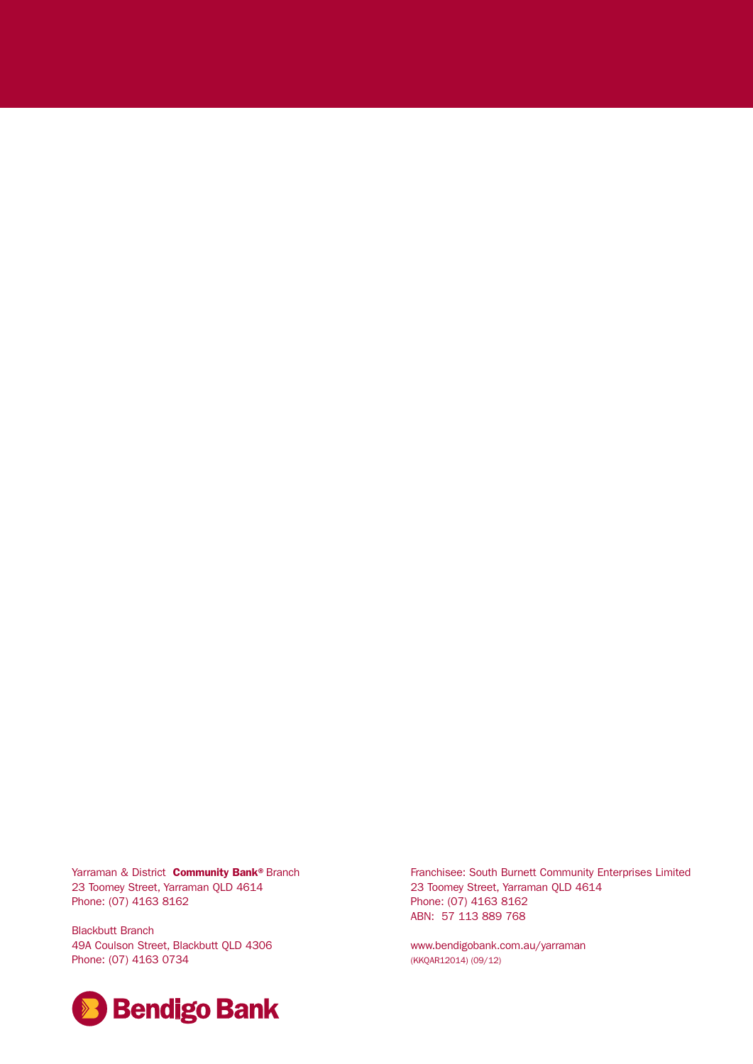Yarraman & District **Community Bank®** Branch
23 Toomey Street, Yarraman QLD 4614
Phone: (07) 4163 8162

Blackbutt Branch
49A Coulson Street, Blackbutt QLD 4306
Phone: (07) 4163 0734

Franchisee: South Burnett Community Enterprises Limited
23 Toomey Street, Yarraman QLD 4614
Phone: (07) 4163 8162
ABN: 57 113 889 768

www.bendigobank.com.au/yarraman
(KKQAR12014) (09/12)

Bendigo Bank